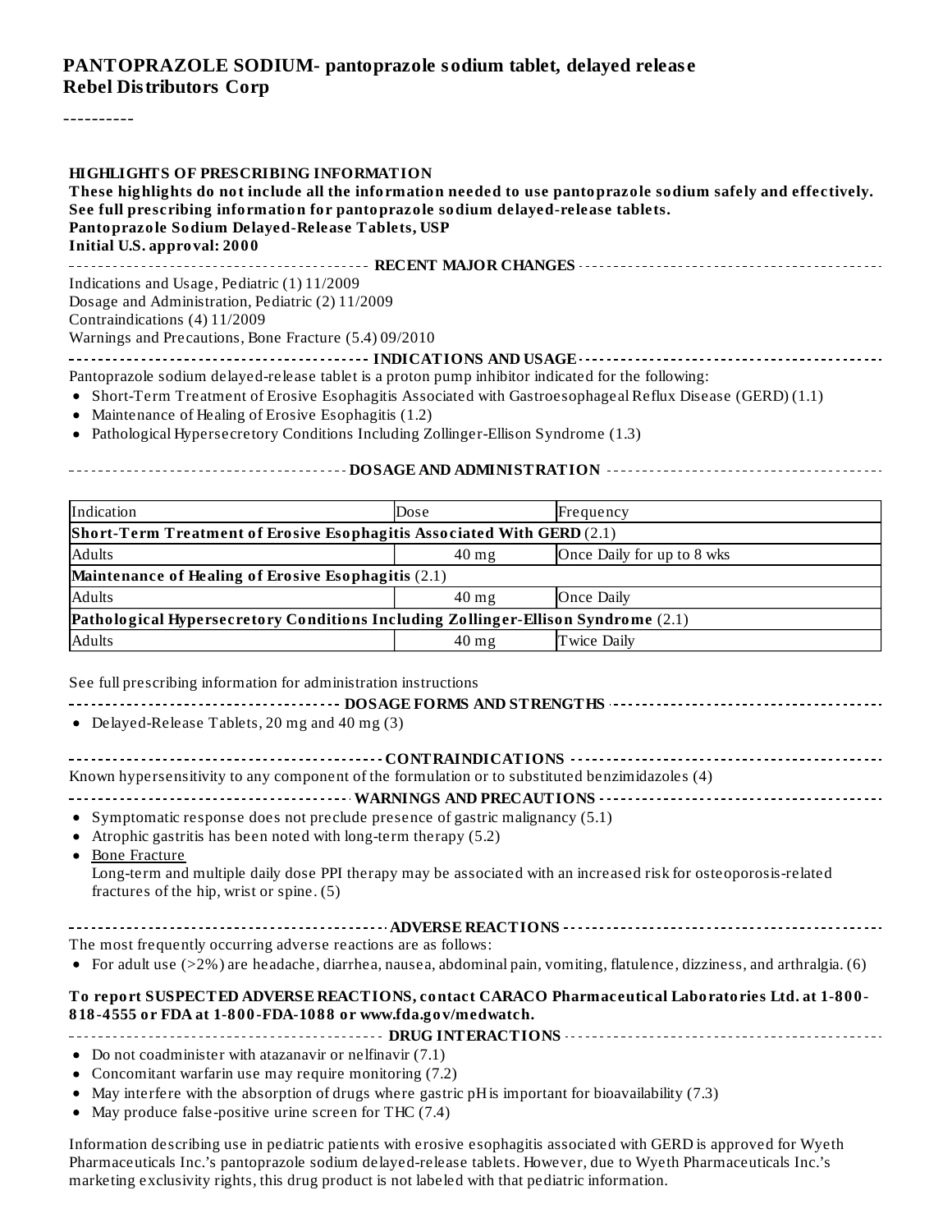# PANTOPRAZOLE SODIUM- pantoprazole sodium tablet, delayed release
**Rebel Distributors Corp**

----------

## HIGHLIGHTS OF PRESCRIBING INFORMATION

**These highlights do not include all the information needed to use pantoprazole sodium safely and effectively. See full prescribing information for pantoprazole sodium delayed-release tablets.**
**Pantoprazole Sodium Delayed-Release Tablets, USP**
**Initial U.S. approval: 2000**

### RECENT MAJOR CHANGES

Indications and Usage, Pediatric (1) 11/2009
Dosage and Administration, Pediatric (2) 11/2009
Contraindications (4) 11/2009
Warnings and Precautions, Bone Fracture (5.4) 09/2010

### INDICATIONS AND USAGE

Pantoprazole sodium delayed-release tablet is a proton pump inhibitor indicated for the following:

- Short-Term Treatment of Erosive Esophagitis Associated with Gastroesophageal Reflux Disease (GERD) (1.1)
- Maintenance of Healing of Erosive Esophagitis (1.2)
- Pathological Hypersecretory Conditions Including Zollinger-Ellison Syndrome (1.3)

### DOSAGE AND ADMINISTRATION

| Indication | Dose | Frequency |
|---|---|---|
| **Short-Term Treatment of Erosive Esophagitis Associated With GERD** (2.1) | | |
| Adults | 40 mg | Once Daily for up to 8 wks |
| **Maintenance of Healing of Erosive Esophagitis** (2.1) | | |
| Adults | 40 mg | Once Daily |
| **Pathological Hypersecretory Conditions Including Zollinger-Ellison Syndrome** (2.1) | | |
| Adults | 40 mg | Twice Daily |

See full prescribing information for administration instructions

### DOSAGE FORMS AND STRENGTHS

- Delayed-Release Tablets, 20 mg and 40 mg (3)

### CONTRAINDICATIONS

Known hypersensitivity to any component of the formulation or to substituted benzimidazoles (4)

### WARNINGS AND PRECAUTIONS

- Symptomatic response does not preclude presence of gastric malignancy (5.1)
- Atrophic gastritis has been noted with long-term therapy (5.2)
- Bone Fracture
  Long-term and multiple daily dose PPI therapy may be associated with an increased risk for osteoporosis-related fractures of the hip, wrist or spine. (5)

### ADVERSE REACTIONS

The most frequently occurring adverse reactions are as follows:

- For adult use (>2%) are headache, diarrhea, nausea, abdominal pain, vomiting, flatulence, dizziness, and arthralgia. (6)

**To report SUSPECTED ADVERSE REACTIONS, contact CARACO Pharmaceutical Laboratories Ltd. at 1-800-818-4555 or FDA at 1-800-FDA-1088 or www.fda.gov/medwatch.**

### DRUG INTERACTIONS

- Do not coadminister with atazanavir or nelfinavir (7.1)
- Concomitant warfarin use may require monitoring (7.2)
- May interfere with the absorption of drugs where gastric pH is important for bioavailability (7.3)
- May produce false-positive urine screen for THC (7.4)

Information describing use in pediatric patients with erosive esophagitis associated with GERD is approved for Wyeth Pharmaceuticals Inc.'s pantoprazole sodium delayed-release tablets. However, due to Wyeth Pharmaceuticals Inc.'s marketing exclusivity rights, this drug product is not labeled with that pediatric information.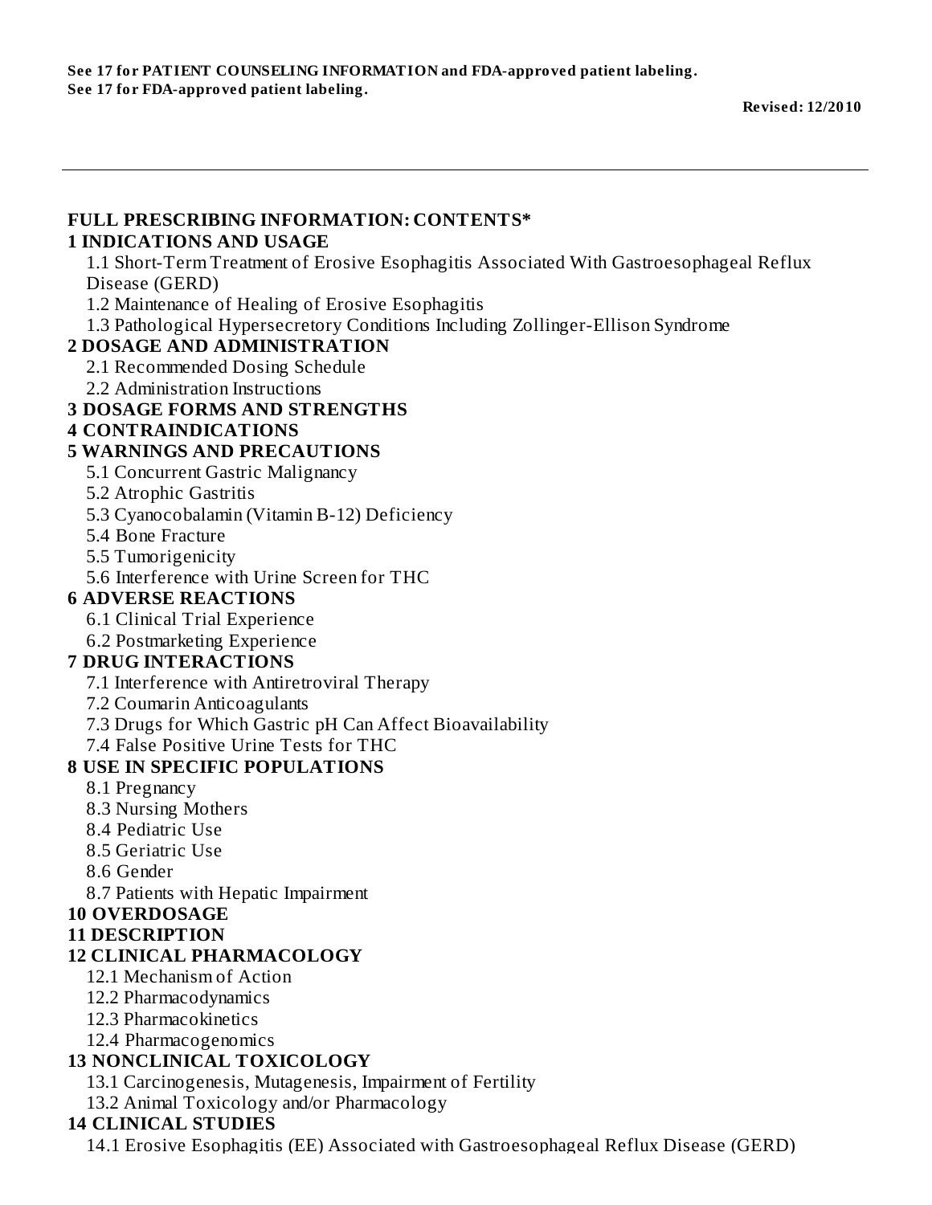**See 17 for PATIENT COUNSELING INFORMATION and FDA-approved patient labeling.**
**See 17 for FDA-approved patient labeling.**

**Revised: 12/2010**

---

## FULL PRESCRIBING INFORMATION: CONTENTS*

### 1 INDICATIONS AND USAGE

- 1.1 Short-Term Treatment of Erosive Esophagitis Associated With Gastroesophageal Reflux Disease (GERD)
- 1.2 Maintenance of Healing of Erosive Esophagitis
- 1.3 Pathological Hypersecretory Conditions Including Zollinger-Ellison Syndrome

### 2 DOSAGE AND ADMINISTRATION

- 2.1 Recommended Dosing Schedule
- 2.2 Administration Instructions

### 3 DOSAGE FORMS AND STRENGTHS

### 4 CONTRAINDICATIONS

### 5 WARNINGS AND PRECAUTIONS

- 5.1 Concurrent Gastric Malignancy
- 5.2 Atrophic Gastritis
- 5.3 Cyanocobalamin (Vitamin B-12) Deficiency
- 5.4 Bone Fracture
- 5.5 Tumorigenicity
- 5.6 Interference with Urine Screen for THC

### 6 ADVERSE REACTIONS

- 6.1 Clinical Trial Experience
- 6.2 Postmarketing Experience

### 7 DRUG INTERACTIONS

- 7.1 Interference with Antiretroviral Therapy
- 7.2 Coumarin Anticoagulants
- 7.3 Drugs for Which Gastric pH Can Affect Bioavailability
- 7.4 False Positive Urine Tests for THC

### 8 USE IN SPECIFIC POPULATIONS

- 8.1 Pregnancy
- 8.3 Nursing Mothers
- 8.4 Pediatric Use
- 8.5 Geriatric Use
- 8.6 Gender
- 8.7 Patients with Hepatic Impairment

### 10 OVERDOSAGE

### 11 DESCRIPTION

### 12 CLINICAL PHARMACOLOGY

- 12.1 Mechanism of Action
- 12.2 Pharmacodynamics
- 12.3 Pharmacokinetics
- 12.4 Pharmacogenomics

### 13 NONCLINICAL TOXICOLOGY

- 13.1 Carcinogenesis, Mutagenesis, Impairment of Fertility
- 13.2 Animal Toxicology and/or Pharmacology

### 14 CLINICAL STUDIES

- 14.1 Erosive Esophagitis (EE) Associated with Gastroesophageal Reflux Disease (GERD)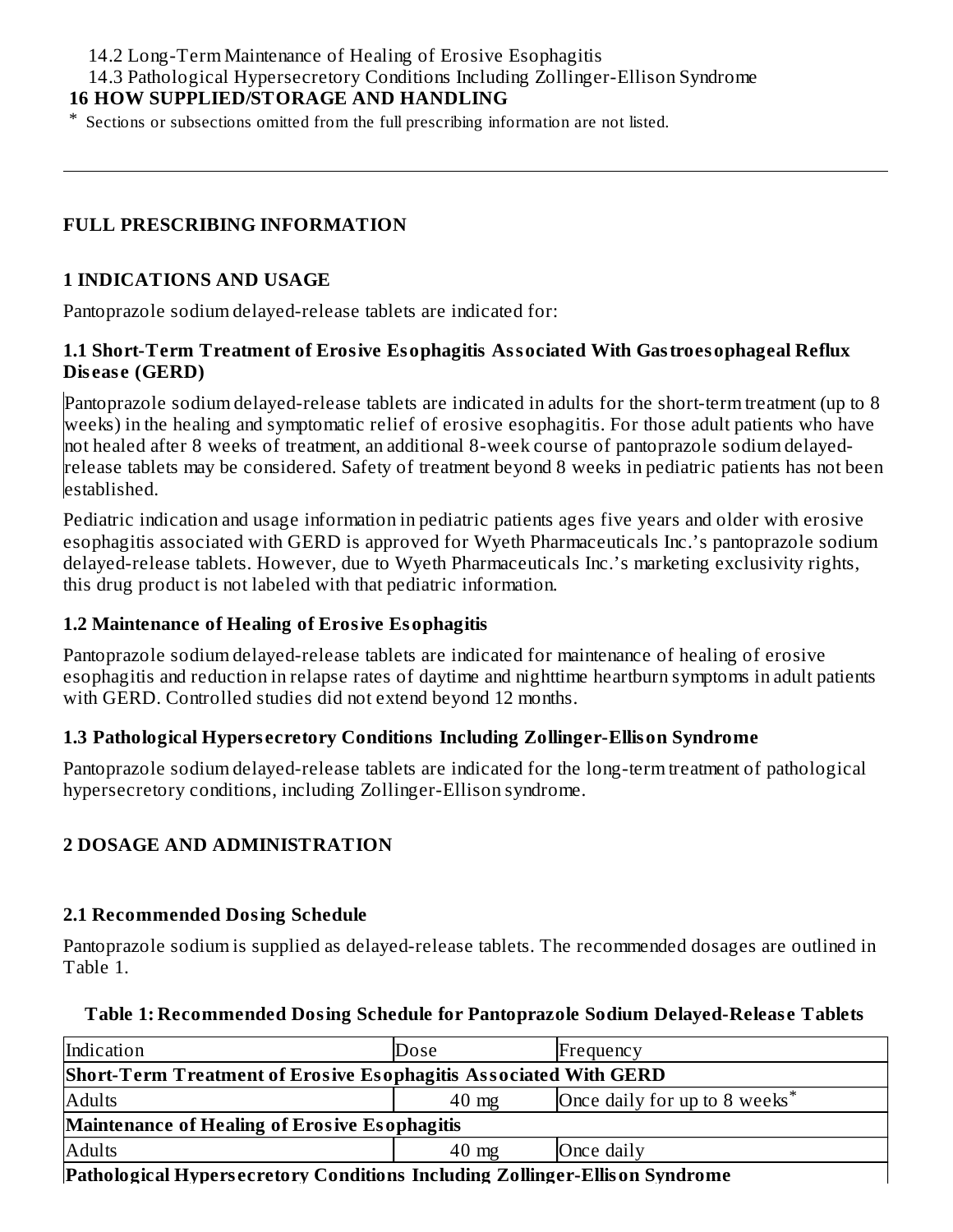14.2 Long-Term Maintenance of Healing of Erosive Esophagitis
14.3 Pathological Hypersecretory Conditions Including Zollinger-Ellison Syndrome

**16 HOW SUPPLIED/STORAGE AND HANDLING**

* Sections or subsections omitted from the full prescribing information are not listed.

---

## FULL PRESCRIBING INFORMATION

## 1 INDICATIONS AND USAGE

Pantoprazole sodium delayed-release tablets are indicated for:

### 1.1 Short-Term Treatment of Erosive Esophagitis Associated With Gastroesophageal Reflux Disease (GERD)

Pantoprazole sodium delayed-release tablets are indicated in adults for the short-term treatment (up to 8 weeks) in the healing and symptomatic relief of erosive esophagitis. For those adult patients who have not healed after 8 weeks of treatment, an additional 8-week course of pantoprazole sodium delayed-release tablets may be considered. Safety of treatment beyond 8 weeks in pediatric patients has not been established.

Pediatric indication and usage information in pediatric patients ages five years and older with erosive esophagitis associated with GERD is approved for Wyeth Pharmaceuticals Inc.'s pantoprazole sodium delayed-release tablets. However, due to Wyeth Pharmaceuticals Inc.'s marketing exclusivity rights, this drug product is not labeled with that pediatric information.

### 1.2 Maintenance of Healing of Erosive Esophagitis

Pantoprazole sodium delayed-release tablets are indicated for maintenance of healing of erosive esophagitis and reduction in relapse rates of daytime and nighttime heartburn symptoms in adult patients with GERD. Controlled studies did not extend beyond 12 months.

### 1.3 Pathological Hypersecretory Conditions Including Zollinger-Ellison Syndrome

Pantoprazole sodium delayed-release tablets are indicated for the long-term treatment of pathological hypersecretory conditions, including Zollinger-Ellison syndrome.

## 2 DOSAGE AND ADMINISTRATION

### 2.1 Recommended Dosing Schedule

Pantoprazole sodium is supplied as delayed-release tablets. The recommended dosages are outlined in Table 1.

**Table 1: Recommended Dosing Schedule for Pantoprazole Sodium Delayed-Release Tablets**

| Indication | Dose | Frequency |
|---|---|---|
| **Short-Term Treatment of Erosive Esophagitis Associated With GERD** | | |
| Adults | 40 mg | Once daily for up to 8 weeks* |
| **Maintenance of Healing of Erosive Esophagitis** | | |
| Adults | 40 mg | Once daily |
| **Pathological Hypersecretory Conditions Including Zollinger-Ellison Syndrome** | | |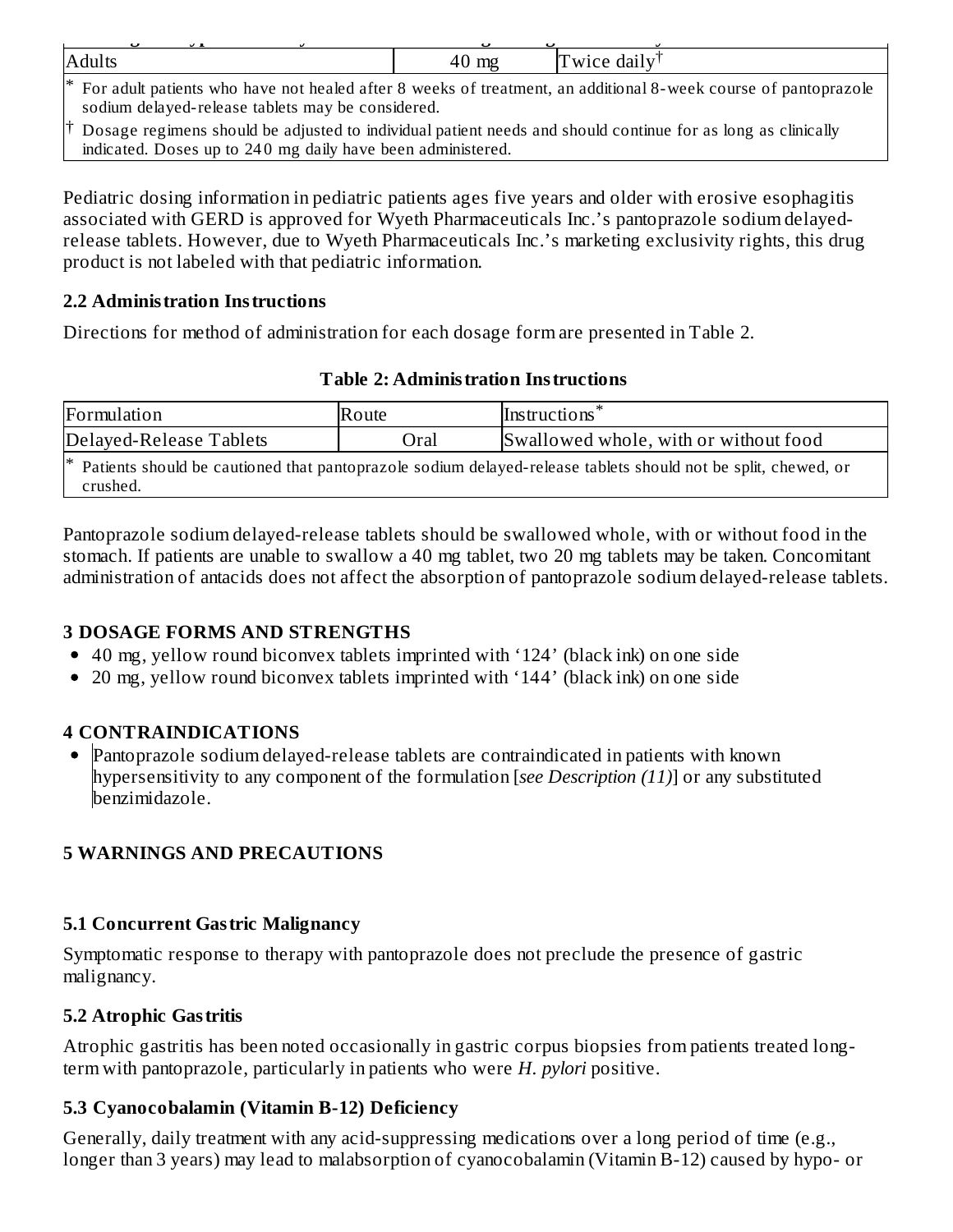| Adults | 40 mg | Twice daily† |
|---|---|---|
| * For adult patients who have not healed after 8 weeks of treatment, an additional 8-week course of pantoprazole sodium delayed-release tablets may be considered. | | |
| † Dosage regimens should be adjusted to individual patient needs and should continue for as long as clinically indicated. Doses up to 240 mg daily have been administered. | | |

Pediatric dosing information in pediatric patients ages five years and older with erosive esophagitis associated with GERD is approved for Wyeth Pharmaceuticals Inc.'s pantoprazole sodium delayed-release tablets. However, due to Wyeth Pharmaceuticals Inc.'s marketing exclusivity rights, this drug product is not labeled with that pediatric information.

### 2.2 Administration Instructions

Directions for method of administration for each dosage form are presented in Table 2.

**Table 2: Administration Instructions**

| Formulation | Route | Instructions* |
|---|---|---|
| Delayed-Release Tablets | Oral | Swallowed whole, with or without food |
| * Patients should be cautioned that pantoprazole sodium delayed-release tablets should not be split, chewed, or crushed. | | |

Pantoprazole sodium delayed-release tablets should be swallowed whole, with or without food in the stomach. If patients are unable to swallow a 40 mg tablet, two 20 mg tablets may be taken. Concomitant administration of antacids does not affect the absorption of pantoprazole sodium delayed-release tablets.

## 3 DOSAGE FORMS AND STRENGTHS

- 40 mg, yellow round biconvex tablets imprinted with '124' (black ink) on one side
- 20 mg, yellow round biconvex tablets imprinted with '144' (black ink) on one side

## 4 CONTRAINDICATIONS

- Pantoprazole sodium delayed-release tablets are contraindicated in patients with known hypersensitivity to any component of the formulation [*see Description (11)*] or any substituted benzimidazole.

## 5 WARNINGS AND PRECAUTIONS

### 5.1 Concurrent Gastric Malignancy

Symptomatic response to therapy with pantoprazole does not preclude the presence of gastric malignancy.

### 5.2 Atrophic Gastritis

Atrophic gastritis has been noted occasionally in gastric corpus biopsies from patients treated long-term with pantoprazole, particularly in patients who were *H. pylori* positive.

### 5.3 Cyanocobalamin (Vitamin B-12) Deficiency

Generally, daily treatment with any acid-suppressing medications over a long period of time (e.g., longer than 3 years) may lead to malabsorption of cyanocobalamin (Vitamin B-12) caused by hypo- or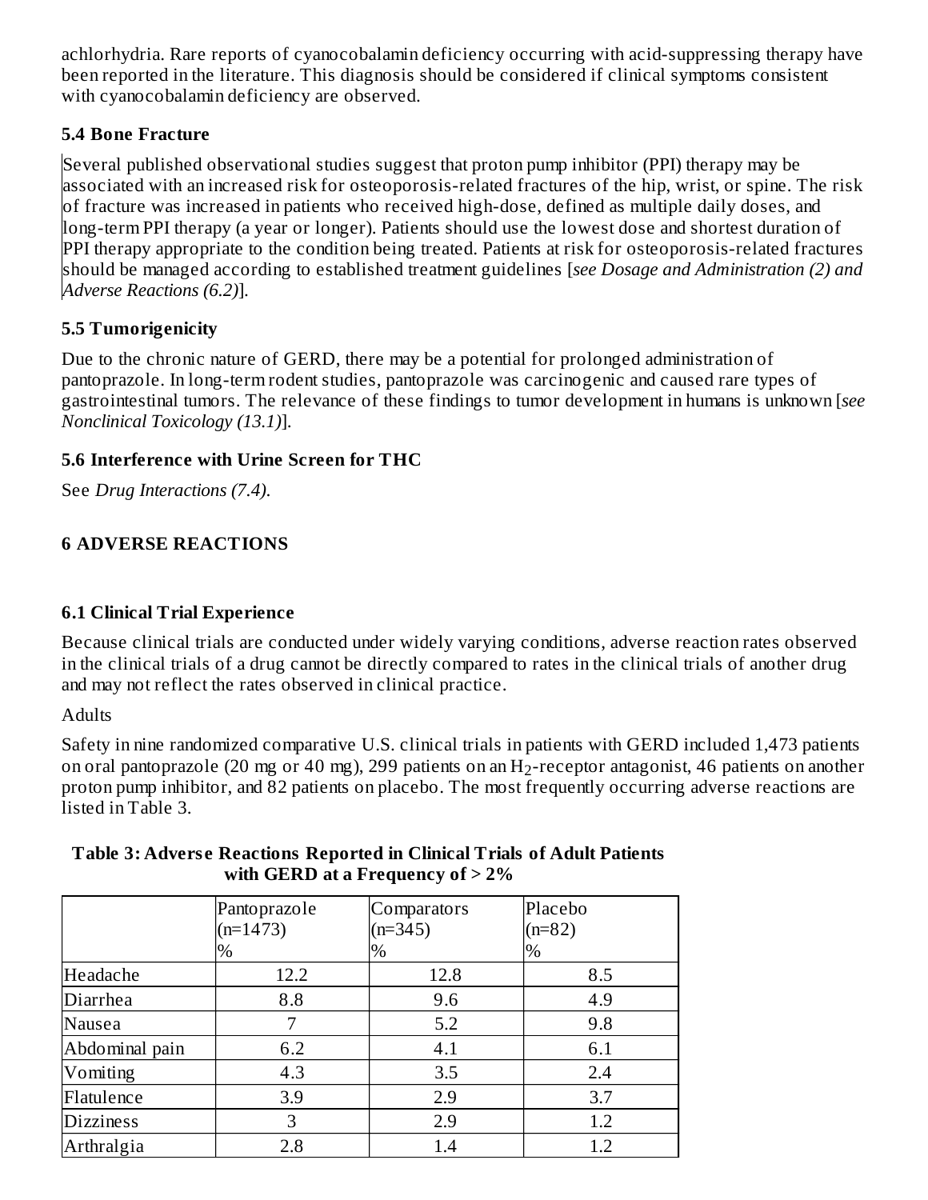achlorhydria. Rare reports of cyanocobalamin deficiency occurring with acid-suppressing therapy have been reported in the literature. This diagnosis should be considered if clinical symptoms consistent with cyanocobalamin deficiency are observed.

### 5.4 Bone Fracture

Several published observational studies suggest that proton pump inhibitor (PPI) therapy may be associated with an increased risk for osteoporosis-related fractures of the hip, wrist, or spine. The risk of fracture was increased in patients who received high-dose, defined as multiple daily doses, and long-term PPI therapy (a year or longer). Patients should use the lowest dose and shortest duration of PPI therapy appropriate to the condition being treated. Patients at risk for osteoporosis-related fractures should be managed according to established treatment guidelines [*see Dosage and Administration (2) and Adverse Reactions (6.2)*].

### 5.5 Tumorigenicity

Due to the chronic nature of GERD, there may be a potential for prolonged administration of pantoprazole. In long-term rodent studies, pantoprazole was carcinogenic and caused rare types of gastrointestinal tumors. The relevance of these findings to tumor development in humans is unknown [*see Nonclinical Toxicology (13.1)*].

### 5.6 Interference with Urine Screen for THC

See *Drug Interactions (7.4).*

## 6 ADVERSE REACTIONS

### 6.1 Clinical Trial Experience

Because clinical trials are conducted under widely varying conditions, adverse reaction rates observed in the clinical trials of a drug cannot be directly compared to rates in the clinical trials of another drug and may not reflect the rates observed in clinical practice.

Adults

Safety in nine randomized comparative U.S. clinical trials in patients with GERD included 1,473 patients on oral pantoprazole (20 mg or 40 mg), 299 patients on an $H_2$-receptor antagonist, 46 patients on another proton pump inhibitor, and 82 patients on placebo. The most frequently occurring adverse reactions are listed in Table 3.

**Table 3: Adverse Reactions Reported in Clinical Trials of Adult Patients with GERD at a Frequency of > 2%**

| | Pantoprazole (n=1473) % | Comparators (n=345) % | Placebo (n=82) % |
|---|---|---|---|
| Headache | 12.2 | 12.8 | 8.5 |
| Diarrhea | 8.8 | 9.6 | 4.9 |
| Nausea | 7 | 5.2 | 9.8 |
| Abdominal pain | 6.2 | 4.1 | 6.1 |
| Vomiting | 4.3 | 3.5 | 2.4 |
| Flatulence | 3.9 | 2.9 | 3.7 |
| Dizziness | 3 | 2.9 | 1.2 |
| Arthralgia | 2.8 | 1.4 | 1.2 |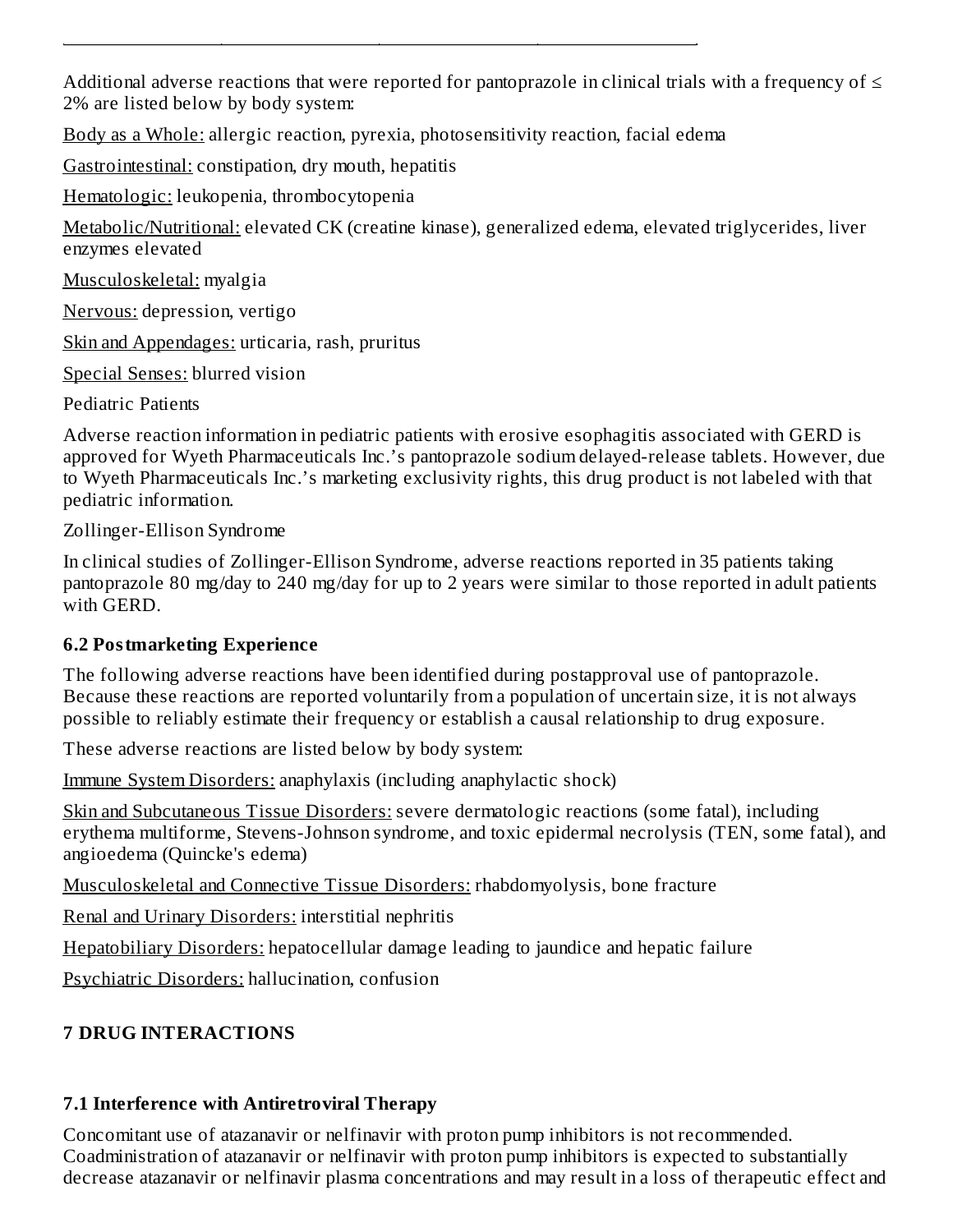Additional adverse reactions that were reported for pantoprazole in clinical trials with a frequency of ≤ 2% are listed below by body system:

Body as a Whole: allergic reaction, pyrexia, photosensitivity reaction, facial edema

Gastrointestinal: constipation, dry mouth, hepatitis

Hematologic: leukopenia, thrombocytopenia

Metabolic/Nutritional: elevated CK (creatine kinase), generalized edema, elevated triglycerides, liver enzymes elevated

Musculoskeletal: myalgia

Nervous: depression, vertigo

Skin and Appendages: urticaria, rash, pruritus

Special Senses: blurred vision

Pediatric Patients

Adverse reaction information in pediatric patients with erosive esophagitis associated with GERD is approved for Wyeth Pharmaceuticals Inc.'s pantoprazole sodium delayed-release tablets. However, due to Wyeth Pharmaceuticals Inc.'s marketing exclusivity rights, this drug product is not labeled with that pediatric information.

Zollinger-Ellison Syndrome

In clinical studies of Zollinger-Ellison Syndrome, adverse reactions reported in 35 patients taking pantoprazole 80 mg/day to 240 mg/day for up to 2 years were similar to those reported in adult patients with GERD.

### 6.2 Postmarketing Experience

The following adverse reactions have been identified during postapproval use of pantoprazole. Because these reactions are reported voluntarily from a population of uncertain size, it is not always possible to reliably estimate their frequency or establish a causal relationship to drug exposure.

These adverse reactions are listed below by body system:

Immune System Disorders: anaphylaxis (including anaphylactic shock)

Skin and Subcutaneous Tissue Disorders: severe dermatologic reactions (some fatal), including erythema multiforme, Stevens-Johnson syndrome, and toxic epidermal necrolysis (TEN, some fatal), and angioedema (Quincke's edema)

Musculoskeletal and Connective Tissue Disorders: rhabdomyolysis, bone fracture

Renal and Urinary Disorders: interstitial nephritis

Hepatobiliary Disorders: hepatocellular damage leading to jaundice and hepatic failure

Psychiatric Disorders: hallucination, confusion

## 7 DRUG INTERACTIONS

### 7.1 Interference with Antiretroviral Therapy

Concomitant use of atazanavir or nelfinavir with proton pump inhibitors is not recommended. Coadministration of atazanavir or nelfinavir with proton pump inhibitors is expected to substantially decrease atazanavir or nelfinavir plasma concentrations and may result in a loss of therapeutic effect and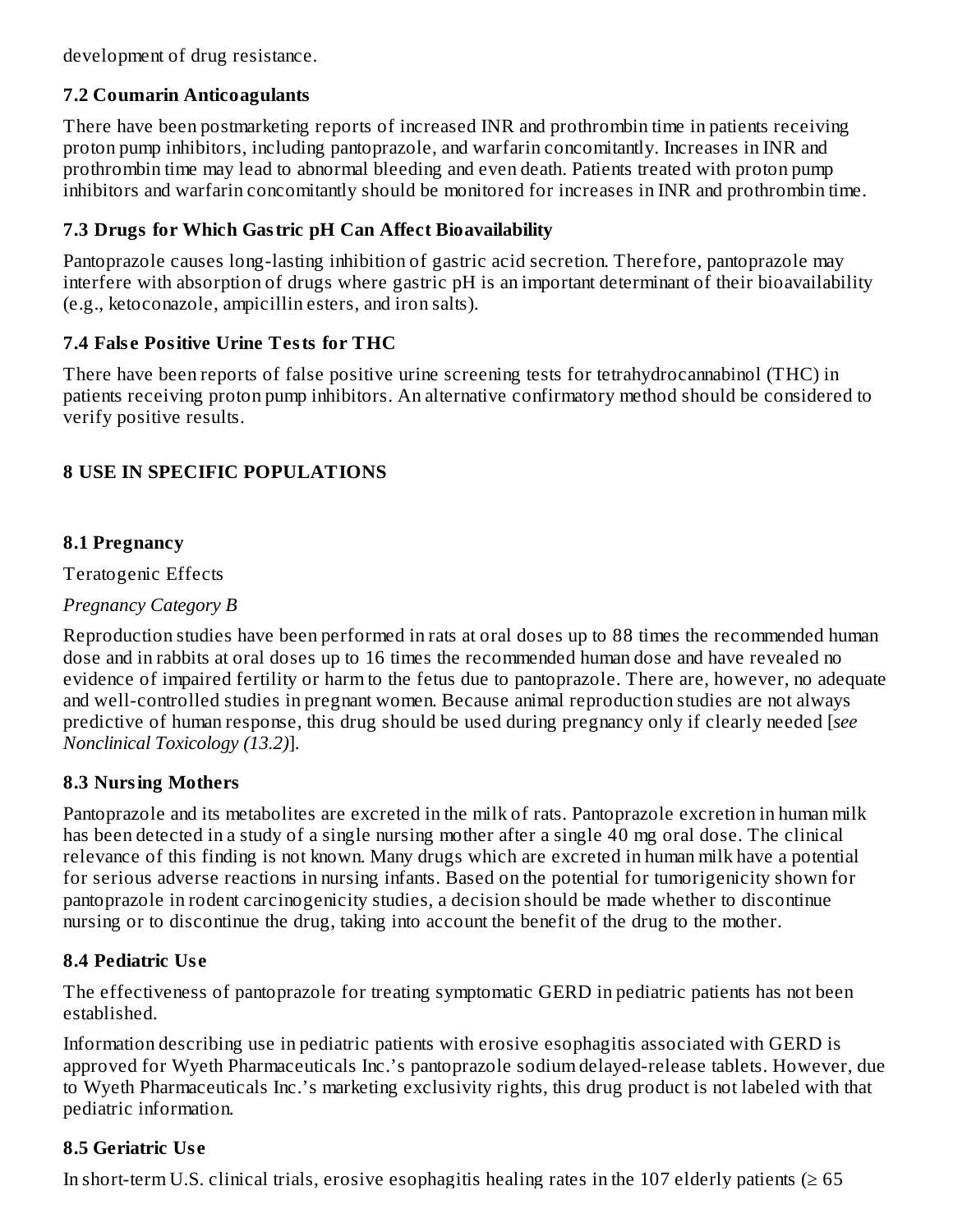development of drug resistance.

### 7.2 Coumarin Anticoagulants

There have been postmarketing reports of increased INR and prothrombin time in patients receiving proton pump inhibitors, including pantoprazole, and warfarin concomitantly. Increases in INR and prothrombin time may lead to abnormal bleeding and even death. Patients treated with proton pump inhibitors and warfarin concomitantly should be monitored for increases in INR and prothrombin time.

### 7.3 Drugs for Which Gastric pH Can Affect Bioavailability

Pantoprazole causes long-lasting inhibition of gastric acid secretion. Therefore, pantoprazole may interfere with absorption of drugs where gastric pH is an important determinant of their bioavailability (e.g., ketoconazole, ampicillin esters, and iron salts).

### 7.4 False Positive Urine Tests for THC

There have been reports of false positive urine screening tests for tetrahydrocannabinol (THC) in patients receiving proton pump inhibitors. An alternative confirmatory method should be considered to verify positive results.

## 8 USE IN SPECIFIC POPULATIONS

### 8.1 Pregnancy

Teratogenic Effects

*Pregnancy Category B*

Reproduction studies have been performed in rats at oral doses up to 88 times the recommended human dose and in rabbits at oral doses up to 16 times the recommended human dose and have revealed no evidence of impaired fertility or harm to the fetus due to pantoprazole. There are, however, no adequate and well-controlled studies in pregnant women. Because animal reproduction studies are not always predictive of human response, this drug should be used during pregnancy only if clearly needed [*see Nonclinical Toxicology (13.2)*].

### 8.3 Nursing Mothers

Pantoprazole and its metabolites are excreted in the milk of rats. Pantoprazole excretion in human milk has been detected in a study of a single nursing mother after a single 40 mg oral dose. The clinical relevance of this finding is not known. Many drugs which are excreted in human milk have a potential for serious adverse reactions in nursing infants. Based on the potential for tumorigenicity shown for pantoprazole in rodent carcinogenicity studies, a decision should be made whether to discontinue nursing or to discontinue the drug, taking into account the benefit of the drug to the mother.

### 8.4 Pediatric Use

The effectiveness of pantoprazole for treating symptomatic GERD in pediatric patients has not been established.

Information describing use in pediatric patients with erosive esophagitis associated with GERD is approved for Wyeth Pharmaceuticals Inc.'s pantoprazole sodium delayed-release tablets. However, due to Wyeth Pharmaceuticals Inc.'s marketing exclusivity rights, this drug product is not labeled with that pediatric information.

### 8.5 Geriatric Use

In short-term U.S. clinical trials, erosive esophagitis healing rates in the 107 elderly patients (≥ 65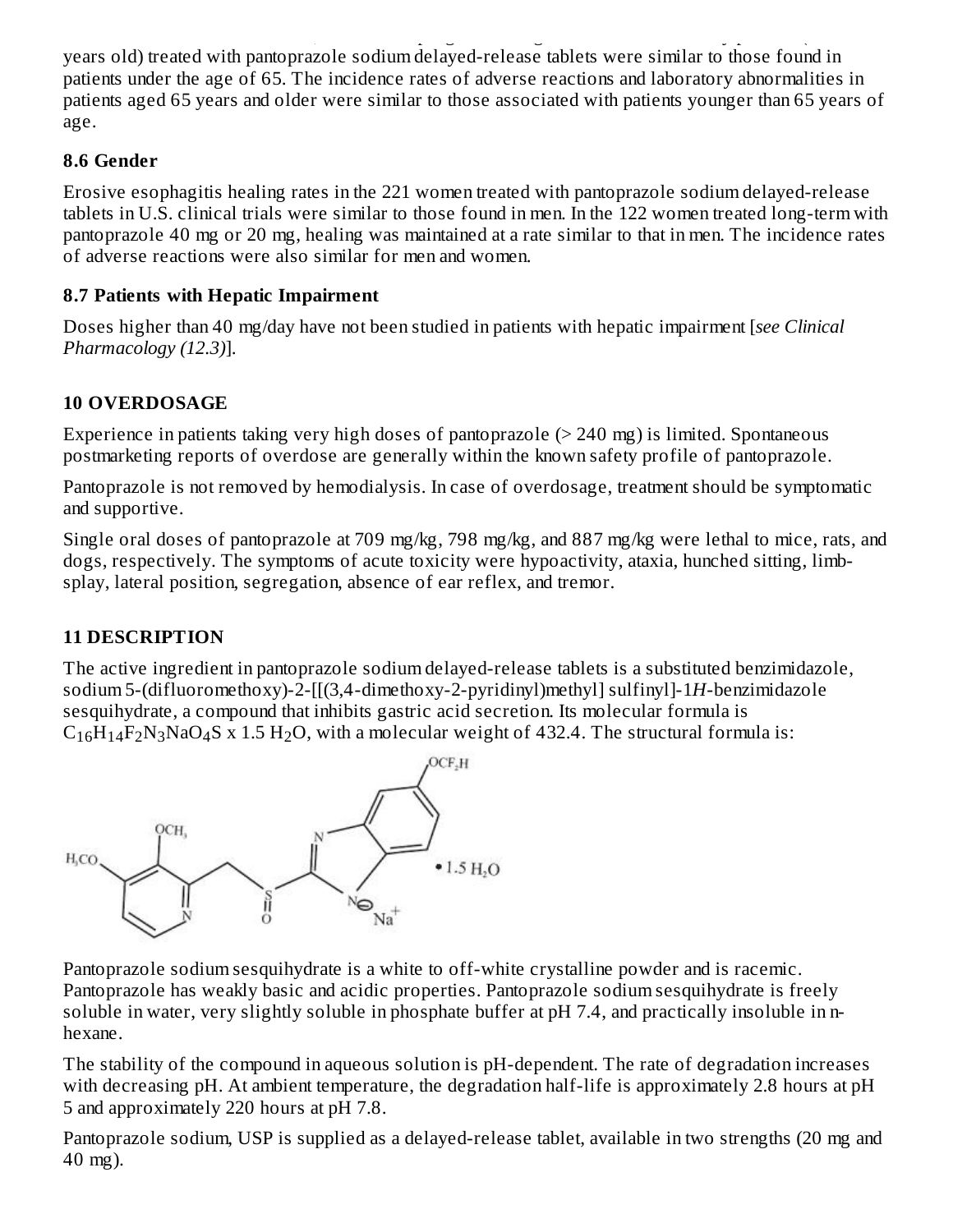years old) treated with pantoprazole sodium delayed-release tablets were similar to those found in patients under the age of 65. The incidence rates of adverse reactions and laboratory abnormalities in patients aged 65 years and older were similar to those associated with patients younger than 65 years of age.

### 8.6 Gender

Erosive esophagitis healing rates in the 221 women treated with pantoprazole sodium delayed-release tablets in U.S. clinical trials were similar to those found in men. In the 122 women treated long-term with pantoprazole 40 mg or 20 mg, healing was maintained at a rate similar to that in men. The incidence rates of adverse reactions were also similar for men and women.

### 8.7 Patients with Hepatic Impairment

Doses higher than 40 mg/day have not been studied in patients with hepatic impairment [*see Clinical Pharmacology (12.3)*].

## 10 OVERDOSAGE

Experience in patients taking very high doses of pantoprazole (> 240 mg) is limited. Spontaneous postmarketing reports of overdose are generally within the known safety profile of pantoprazole.

Pantoprazole is not removed by hemodialysis. In case of overdosage, treatment should be symptomatic and supportive.

Single oral doses of pantoprazole at 709 mg/kg, 798 mg/kg, and 887 mg/kg were lethal to mice, rats, and dogs, respectively. The symptoms of acute toxicity were hypoactivity, ataxia, hunched sitting, limb-splay, lateral position, segregation, absence of ear reflex, and tremor.

## 11 DESCRIPTION

The active ingredient in pantoprazole sodium delayed-release tablets is a substituted benzimidazole, sodium 5-(difluoromethoxy)-2-[[(3,4-dimethoxy-2-pyridinyl)methyl] sulfinyl]-1*H*-benzimidazole sesquihydrate, a compound that inhibits gastric acid secretion. Its molecular formula is $C_{16}H_{14}F_2N_3NaO_4S$ x 1.5 $H_2O$, with a molecular weight of 432.4. The structural formula is:

Pantoprazole sodium sesquihydrate is a white to off-white crystalline powder and is racemic. Pantoprazole has weakly basic and acidic properties. Pantoprazole sodium sesquihydrate is freely soluble in water, very slightly soluble in phosphate buffer at pH 7.4, and practically insoluble in n-hexane.

The stability of the compound in aqueous solution is pH-dependent. The rate of degradation increases with decreasing pH. At ambient temperature, the degradation half-life is approximately 2.8 hours at pH 5 and approximately 220 hours at pH 7.8.

Pantoprazole sodium, USP is supplied as a delayed-release tablet, available in two strengths (20 mg and 40 mg).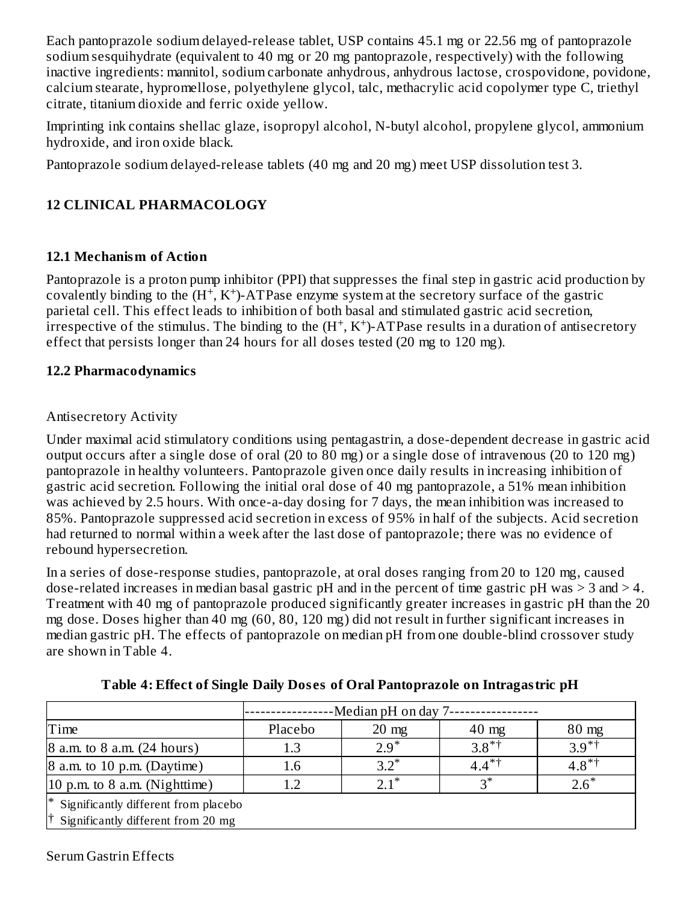Each pantoprazole sodium delayed-release tablet, USP contains 45.1 mg or 22.56 mg of pantoprazole sodium sesquihydrate (equivalent to 40 mg or 20 mg pantoprazole, respectively) with the following inactive ingredients: mannitol, sodium carbonate anhydrous, anhydrous lactose, crospovidone, povidone, calcium stearate, hypromellose, polyethylene glycol, talc, methacrylic acid copolymer type C, triethyl citrate, titanium dioxide and ferric oxide yellow.

Imprinting ink contains shellac glaze, isopropyl alcohol, N-butyl alcohol, propylene glycol, ammonium hydroxide, and iron oxide black.

Pantoprazole sodium delayed-release tablets (40 mg and 20 mg) meet USP dissolution test 3.

## 12 CLINICAL PHARMACOLOGY

### 12.1 Mechanism of Action

Pantoprazole is a proton pump inhibitor (PPI) that suppresses the final step in gastric acid production by covalently binding to the $(H^+, K^+)$-ATPase enzyme system at the secretory surface of the gastric parietal cell. This effect leads to inhibition of both basal and stimulated gastric acid secretion, irrespective of the stimulus. The binding to the $(H^+, K^+)$-ATPase results in a duration of antisecretory effect that persists longer than 24 hours for all doses tested (20 mg to 120 mg).

### 12.2 Pharmacodynamics

Antisecretory Activity

Under maximal acid stimulatory conditions using pentagastrin, a dose-dependent decrease in gastric acid output occurs after a single dose of oral (20 to 80 mg) or a single dose of intravenous (20 to 120 mg) pantoprazole in healthy volunteers. Pantoprazole given once daily results in increasing inhibition of gastric acid secretion. Following the initial oral dose of 40 mg pantoprazole, a 51% mean inhibition was achieved by 2.5 hours. With once-a-day dosing for 7 days, the mean inhibition was increased to 85%. Pantoprazole suppressed acid secretion in excess of 95% in half of the subjects. Acid secretion had returned to normal within a week after the last dose of pantoprazole; there was no evidence of rebound hypersecretion.

In a series of dose-response studies, pantoprazole, at oral doses ranging from 20 to 120 mg, caused dose-related increases in median basal gastric pH and in the percent of time gastric pH was > 3 and > 4. Treatment with 40 mg of pantoprazole produced significantly greater increases in gastric pH than the 20 mg dose. Doses higher than 40 mg (60, 80, 120 mg) did not result in further significant increases in median gastric pH. The effects of pantoprazole on median pH from one double-blind crossover study are shown in Table 4.

**Table 4: Effect of Single Daily Doses of Oral Pantoprazole on Intragastric pH**

| | Median pH on day 7 | | | |
|---|---|---|---|---|
| Time | Placebo | 20 mg | 40 mg | 80 mg |
| 8 a.m. to 8 a.m. (24 hours) | 1.3 | 2.9* | 3.8*† | 3.9*† |
| 8 a.m. to 10 p.m. (Daytime) | 1.6 | 3.2* | 4.4*† | 4.8*† |
| 10 p.m. to 8 a.m. (Nighttime) | 1.2 | 2.1* | 3* | 2.6* |

\* Significantly different from placebo
† Significantly different from 20 mg

Serum Gastrin Effects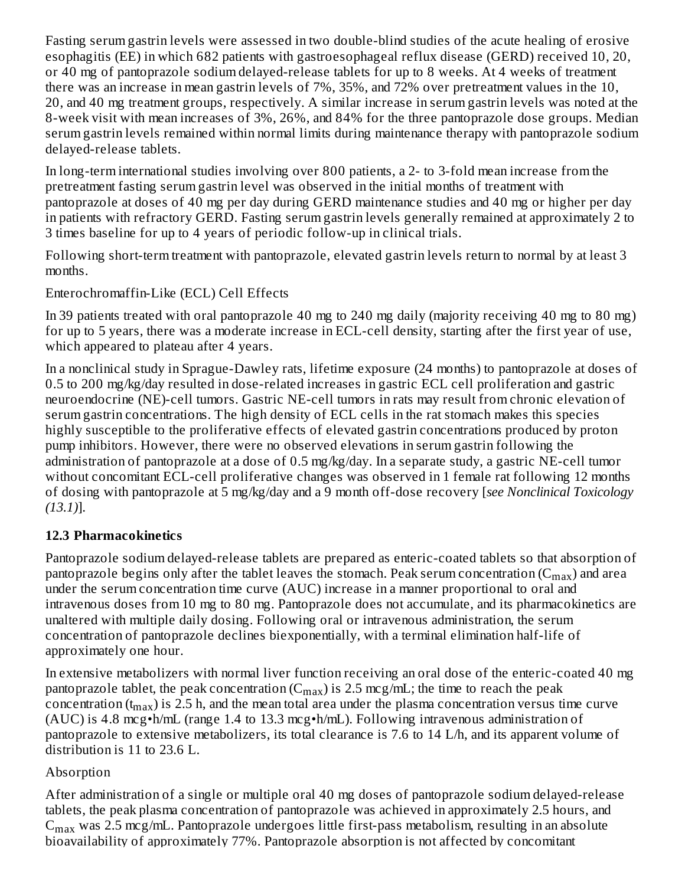Fasting serum gastrin levels were assessed in two double-blind studies of the acute healing of erosive esophagitis (EE) in which 682 patients with gastroesophageal reflux disease (GERD) received 10, 20, or 40 mg of pantoprazole sodium delayed-release tablets for up to 8 weeks. At 4 weeks of treatment there was an increase in mean gastrin levels of 7%, 35%, and 72% over pretreatment values in the 10, 20, and 40 mg treatment groups, respectively. A similar increase in serum gastrin levels was noted at the 8-week visit with mean increases of 3%, 26%, and 84% for the three pantoprazole dose groups. Median serum gastrin levels remained within normal limits during maintenance therapy with pantoprazole sodium delayed-release tablets.

In long-term international studies involving over 800 patients, a 2- to 3-fold mean increase from the pretreatment fasting serum gastrin level was observed in the initial months of treatment with pantoprazole at doses of 40 mg per day during GERD maintenance studies and 40 mg or higher per day in patients with refractory GERD. Fasting serum gastrin levels generally remained at approximately 2 to 3 times baseline for up to 4 years of periodic follow-up in clinical trials.

Following short-term treatment with pantoprazole, elevated gastrin levels return to normal by at least 3 months.

Enterochromaffin-Like (ECL) Cell Effects

In 39 patients treated with oral pantoprazole 40 mg to 240 mg daily (majority receiving 40 mg to 80 mg) for up to 5 years, there was a moderate increase in ECL-cell density, starting after the first year of use, which appeared to plateau after 4 years.

In a nonclinical study in Sprague-Dawley rats, lifetime exposure (24 months) to pantoprazole at doses of 0.5 to 200 mg/kg/day resulted in dose-related increases in gastric ECL cell proliferation and gastric neuroendocrine (NE)-cell tumors. Gastric NE-cell tumors in rats may result from chronic elevation of serum gastrin concentrations. The high density of ECL cells in the rat stomach makes this species highly susceptible to the proliferative effects of elevated gastrin concentrations produced by proton pump inhibitors. However, there were no observed elevations in serum gastrin following the administration of pantoprazole at a dose of 0.5 mg/kg/day. In a separate study, a gastric NE-cell tumor without concomitant ECL-cell proliferative changes was observed in 1 female rat following 12 months of dosing with pantoprazole at 5 mg/kg/day and a 9 month off-dose recovery [*see Nonclinical Toxicology (13.1)*].

### 12.3 Pharmacokinetics

Pantoprazole sodium delayed-release tablets are prepared as enteric-coated tablets so that absorption of pantoprazole begins only after the tablet leaves the stomach. Peak serum concentration ($C_{max}$) and area under the serum concentration time curve (AUC) increase in a manner proportional to oral and intravenous doses from 10 mg to 80 mg. Pantoprazole does not accumulate, and its pharmacokinetics are unaltered with multiple daily dosing. Following oral or intravenous administration, the serum concentration of pantoprazole declines biexponentially, with a terminal elimination half-life of approximately one hour.

In extensive metabolizers with normal liver function receiving an oral dose of the enteric-coated 40 mg pantoprazole tablet, the peak concentration ($C_{max}$) is 2.5 mcg/mL; the time to reach the peak concentration ($t_{max}$) is 2.5 h, and the mean total area under the plasma concentration versus time curve (AUC) is 4.8 mcg•h/mL (range 1.4 to 13.3 mcg•h/mL). Following intravenous administration of pantoprazole to extensive metabolizers, its total clearance is 7.6 to 14 L/h, and its apparent volume of distribution is 11 to 23.6 L.

Absorption

After administration of a single or multiple oral 40 mg doses of pantoprazole sodium delayed-release tablets, the peak plasma concentration of pantoprazole was achieved in approximately 2.5 hours, and $C_{max}$ was 2.5 mcg/mL. Pantoprazole undergoes little first-pass metabolism, resulting in an absolute bioavailability of approximately 77%. Pantoprazole absorption is not affected by concomitant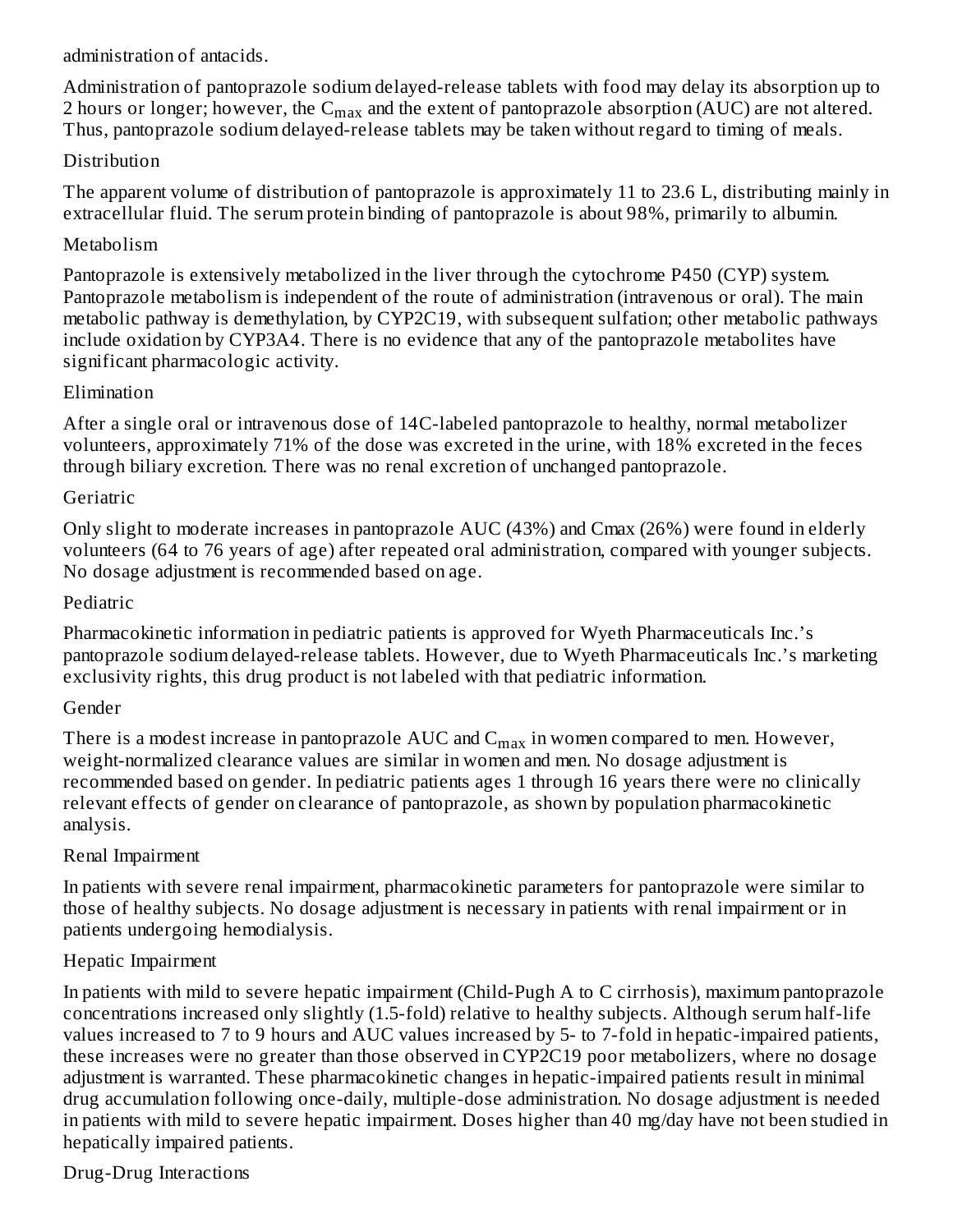administration of antacids.

Administration of pantoprazole sodium delayed-release tablets with food may delay its absorption up to 2 hours or longer; however, the $C_{max}$ and the extent of pantoprazole absorption (AUC) are not altered. Thus, pantoprazole sodium delayed-release tablets may be taken without regard to timing of meals.

Distribution

The apparent volume of distribution of pantoprazole is approximately 11 to 23.6 L, distributing mainly in extracellular fluid. The serum protein binding of pantoprazole is about 98%, primarily to albumin.

Metabolism

Pantoprazole is extensively metabolized in the liver through the cytochrome P450 (CYP) system. Pantoprazole metabolism is independent of the route of administration (intravenous or oral). The main metabolic pathway is demethylation, by CYP2C19, with subsequent sulfation; other metabolic pathways include oxidation by CYP3A4. There is no evidence that any of the pantoprazole metabolites have significant pharmacologic activity.

Elimination

After a single oral or intravenous dose of 14C-labeled pantoprazole to healthy, normal metabolizer volunteers, approximately 71% of the dose was excreted in the urine, with 18% excreted in the feces through biliary excretion. There was no renal excretion of unchanged pantoprazole.

Geriatric

Only slight to moderate increases in pantoprazole AUC (43%) and Cmax (26%) were found in elderly volunteers (64 to 76 years of age) after repeated oral administration, compared with younger subjects. No dosage adjustment is recommended based on age.

Pediatric

Pharmacokinetic information in pediatric patients is approved for Wyeth Pharmaceuticals Inc.'s pantoprazole sodium delayed-release tablets. However, due to Wyeth Pharmaceuticals Inc.'s marketing exclusivity rights, this drug product is not labeled with that pediatric information.

Gender

There is a modest increase in pantoprazole AUC and $C_{max}$ in women compared to men. However, weight-normalized clearance values are similar in women and men. No dosage adjustment is recommended based on gender. In pediatric patients ages 1 through 16 years there were no clinically relevant effects of gender on clearance of pantoprazole, as shown by population pharmacokinetic analysis.

Renal Impairment

In patients with severe renal impairment, pharmacokinetic parameters for pantoprazole were similar to those of healthy subjects. No dosage adjustment is necessary in patients with renal impairment or in patients undergoing hemodialysis.

Hepatic Impairment

In patients with mild to severe hepatic impairment (Child-Pugh A to C cirrhosis), maximum pantoprazole concentrations increased only slightly (1.5-fold) relative to healthy subjects. Although serum half-life values increased to 7 to 9 hours and AUC values increased by 5- to 7-fold in hepatic-impaired patients, these increases were no greater than those observed in CYP2C19 poor metabolizers, where no dosage adjustment is warranted. These pharmacokinetic changes in hepatic-impaired patients result in minimal drug accumulation following once-daily, multiple-dose administration. No dosage adjustment is needed in patients with mild to severe hepatic impairment. Doses higher than 40 mg/day have not been studied in hepatically impaired patients.

Drug-Drug Interactions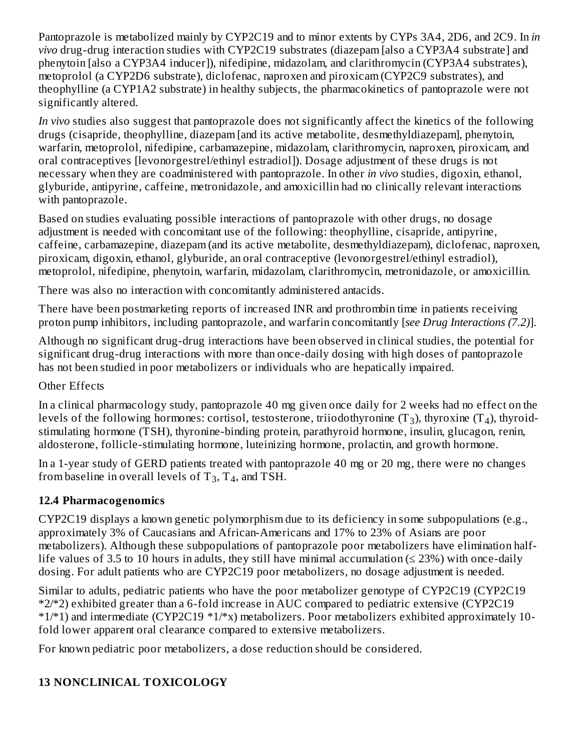Pantoprazole is metabolized mainly by CYP2C19 and to minor extents by CYPs 3A4, 2D6, and 2C9. In *in vivo* drug-drug interaction studies with CYP2C19 substrates (diazepam [also a CYP3A4 substrate] and phenytoin [also a CYP3A4 inducer]), nifedipine, midazolam, and clarithromycin (CYP3A4 substrates), metoprolol (a CYP2D6 substrate), diclofenac, naproxen and piroxicam (CYP2C9 substrates), and theophylline (a CYP1A2 substrate) in healthy subjects, the pharmacokinetics of pantoprazole were not significantly altered.

*In vivo* studies also suggest that pantoprazole does not significantly affect the kinetics of the following drugs (cisapride, theophylline, diazepam [and its active metabolite, desmethyldiazepam], phenytoin, warfarin, metoprolol, nifedipine, carbamazepine, midazolam, clarithromycin, naproxen, piroxicam, and oral contraceptives [levonorgestrel/ethinyl estradiol]). Dosage adjustment of these drugs is not necessary when they are coadministered with pantoprazole. In other *in vivo* studies, digoxin, ethanol, glyburide, antipyrine, caffeine, metronidazole, and amoxicillin had no clinically relevant interactions with pantoprazole.

Based on studies evaluating possible interactions of pantoprazole with other drugs, no dosage adjustment is needed with concomitant use of the following: theophylline, cisapride, antipyrine, caffeine, carbamazepine, diazepam (and its active metabolite, desmethyldiazepam), diclofenac, naproxen, piroxicam, digoxin, ethanol, glyburide, an oral contraceptive (levonorgestrel/ethinyl estradiol), metoprolol, nifedipine, phenytoin, warfarin, midazolam, clarithromycin, metronidazole, or amoxicillin.

There was also no interaction with concomitantly administered antacids.

There have been postmarketing reports of increased INR and prothrombin time in patients receiving proton pump inhibitors, including pantoprazole, and warfarin concomitantly [*see Drug Interactions (7.2)*].

Although no significant drug-drug interactions have been observed in clinical studies, the potential for significant drug-drug interactions with more than once-daily dosing with high doses of pantoprazole has not been studied in poor metabolizers or individuals who are hepatically impaired.

Other Effects

In a clinical pharmacology study, pantoprazole 40 mg given once daily for 2 weeks had no effect on the levels of the following hormones: cortisol, testosterone, triiodothyronine ($T_3$), thyroxine ($T_4$), thyroid-stimulating hormone (TSH), thyronine-binding protein, parathyroid hormone, insulin, glucagon, renin, aldosterone, follicle-stimulating hormone, luteinizing hormone, prolactin, and growth hormone.

In a 1-year study of GERD patients treated with pantoprazole 40 mg or 20 mg, there were no changes from baseline in overall levels of $T_3$, $T_4$, and TSH.

### 12.4 Pharmacogenomics

CYP2C19 displays a known genetic polymorphism due to its deficiency in some subpopulations (e.g., approximately 3% of Caucasians and African-Americans and 17% to 23% of Asians are poor metabolizers). Although these subpopulations of pantoprazole poor metabolizers have elimination half-life values of 3.5 to 10 hours in adults, they still have minimal accumulation (≤ 23%) with once-daily dosing. For adult patients who are CYP2C19 poor metabolizers, no dosage adjustment is needed.

Similar to adults, pediatric patients who have the poor metabolizer genotype of CYP2C19 (CYP2C19 *2/*2) exhibited greater than a 6-fold increase in AUC compared to pediatric extensive (CYP2C19 *1/*1) and intermediate (CYP2C19 *1/*x) metabolizers. Poor metabolizers exhibited approximately 10-fold lower apparent oral clearance compared to extensive metabolizers.

For known pediatric poor metabolizers, a dose reduction should be considered.

## 13 NONCLINICAL TOXICOLOGY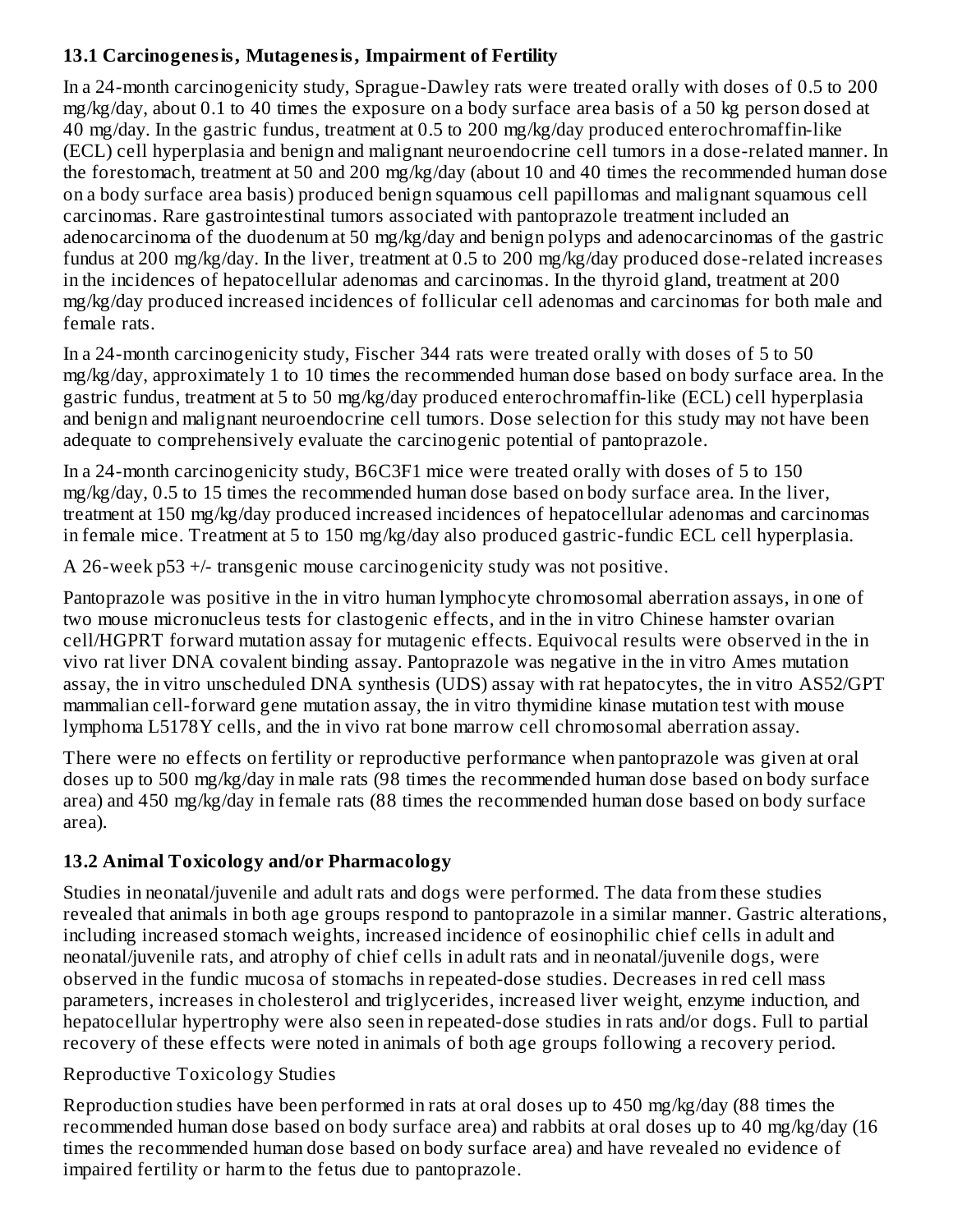### 13.1 Carcinogenesis, Mutagenesis, Impairment of Fertility

In a 24-month carcinogenicity study, Sprague-Dawley rats were treated orally with doses of 0.5 to 200 mg/kg/day, about 0.1 to 40 times the exposure on a body surface area basis of a 50 kg person dosed at 40 mg/day. In the gastric fundus, treatment at 0.5 to 200 mg/kg/day produced enterochromaffin-like (ECL) cell hyperplasia and benign and malignant neuroendocrine cell tumors in a dose-related manner. In the forestomach, treatment at 50 and 200 mg/kg/day (about 10 and 40 times the recommended human dose on a body surface area basis) produced benign squamous cell papillomas and malignant squamous cell carcinomas. Rare gastrointestinal tumors associated with pantoprazole treatment included an adenocarcinoma of the duodenum at 50 mg/kg/day and benign polyps and adenocarcinomas of the gastric fundus at 200 mg/kg/day. In the liver, treatment at 0.5 to 200 mg/kg/day produced dose-related increases in the incidences of hepatocellular adenomas and carcinomas. In the thyroid gland, treatment at 200 mg/kg/day produced increased incidences of follicular cell adenomas and carcinomas for both male and female rats.

In a 24-month carcinogenicity study, Fischer 344 rats were treated orally with doses of 5 to 50 mg/kg/day, approximately 1 to 10 times the recommended human dose based on body surface area. In the gastric fundus, treatment at 5 to 50 mg/kg/day produced enterochromaffin-like (ECL) cell hyperplasia and benign and malignant neuroendocrine cell tumors. Dose selection for this study may not have been adequate to comprehensively evaluate the carcinogenic potential of pantoprazole.

In a 24-month carcinogenicity study, B6C3F1 mice were treated orally with doses of 5 to 150 mg/kg/day, 0.5 to 15 times the recommended human dose based on body surface area. In the liver, treatment at 150 mg/kg/day produced increased incidences of hepatocellular adenomas and carcinomas in female mice. Treatment at 5 to 150 mg/kg/day also produced gastric-fundic ECL cell hyperplasia.

A 26-week p53 +/- transgenic mouse carcinogenicity study was not positive.

Pantoprazole was positive in the in vitro human lymphocyte chromosomal aberration assays, in one of two mouse micronucleus tests for clastogenic effects, and in the in vitro Chinese hamster ovarian cell/HGPRT forward mutation assay for mutagenic effects. Equivocal results were observed in the in vivo rat liver DNA covalent binding assay. Pantoprazole was negative in the in vitro Ames mutation assay, the in vitro unscheduled DNA synthesis (UDS) assay with rat hepatocytes, the in vitro AS52/GPT mammalian cell-forward gene mutation assay, the in vitro thymidine kinase mutation test with mouse lymphoma L5178Y cells, and the in vivo rat bone marrow cell chromosomal aberration assay.

There were no effects on fertility or reproductive performance when pantoprazole was given at oral doses up to 500 mg/kg/day in male rats (98 times the recommended human dose based on body surface area) and 450 mg/kg/day in female rats (88 times the recommended human dose based on body surface area).

### 13.2 Animal Toxicology and/or Pharmacology

Studies in neonatal/juvenile and adult rats and dogs were performed. The data from these studies revealed that animals in both age groups respond to pantoprazole in a similar manner. Gastric alterations, including increased stomach weights, increased incidence of eosinophilic chief cells in adult and neonatal/juvenile rats, and atrophy of chief cells in adult rats and in neonatal/juvenile dogs, were observed in the fundic mucosa of stomachs in repeated-dose studies. Decreases in red cell mass parameters, increases in cholesterol and triglycerides, increased liver weight, enzyme induction, and hepatocellular hypertrophy were also seen in repeated-dose studies in rats and/or dogs. Full to partial recovery of these effects were noted in animals of both age groups following a recovery period.

Reproductive Toxicology Studies

Reproduction studies have been performed in rats at oral doses up to 450 mg/kg/day (88 times the recommended human dose based on body surface area) and rabbits at oral doses up to 40 mg/kg/day (16 times the recommended human dose based on body surface area) and have revealed no evidence of impaired fertility or harm to the fetus due to pantoprazole.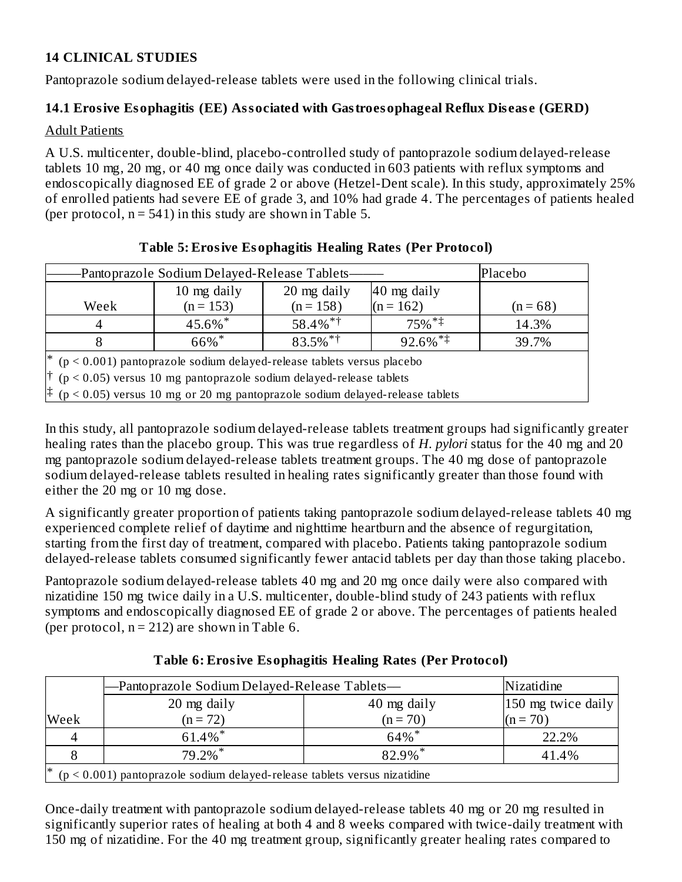## 14 CLINICAL STUDIES

Pantoprazole sodium delayed-release tablets were used in the following clinical trials.

### 14.1 Erosive Esophagitis (EE) Associated with Gastroesophageal Reflux Disease (GERD)

Adult Patients

A U.S. multicenter, double-blind, placebo-controlled study of pantoprazole sodium delayed-release tablets 10 mg, 20 mg, or 40 mg once daily was conducted in 603 patients with reflux symptoms and endoscopically diagnosed EE of grade 2 or above (Hetzel-Dent scale). In this study, approximately 25% of enrolled patients had severe EE of grade 3, and 10% had grade 4. The percentages of patients healed (per protocol, n = 541) in this study are shown in Table 5.

**Table 5: Erosive Esophagitis Healing Rates (Per Protocol)**

| ——Pantoprazole Sodium Delayed-Release Tablets—— | | | | Placebo |
|---|---|---|---|---|
| Week | 10 mg daily (n = 153) | 20 mg daily (n = 158) | 40 mg daily (n = 162) | (n = 68) |
| 4 | 45.6%* | 58.4%*† | 75%*‡ | 14.3% |
| 8 | 66%* | 83.5%*† | 92.6%*‡ | 39.7% |

\* ($p < 0.001$) pantoprazole sodium delayed-release tablets versus placebo
† ($p < 0.05$) versus 10 mg pantoprazole sodium delayed-release tablets
‡ ($p < 0.05$) versus 10 mg or 20 mg pantoprazole sodium delayed-release tablets

In this study, all pantoprazole sodium delayed-release tablets treatment groups had significantly greater healing rates than the placebo group. This was true regardless of *H. pylori* status for the 40 mg and 20 mg pantoprazole sodium delayed-release tablets treatment groups. The 40 mg dose of pantoprazole sodium delayed-release tablets resulted in healing rates significantly greater than those found with either the 20 mg or 10 mg dose.

A significantly greater proportion of patients taking pantoprazole sodium delayed-release tablets 40 mg experienced complete relief of daytime and nighttime heartburn and the absence of regurgitation, starting from the first day of treatment, compared with placebo. Patients taking pantoprazole sodium delayed-release tablets consumed significantly fewer antacid tablets per day than those taking placebo.

Pantoprazole sodium delayed-release tablets 40 mg and 20 mg once daily were also compared with nizatidine 150 mg twice daily in a U.S. multicenter, double-blind study of 243 patients with reflux symptoms and endoscopically diagnosed EE of grade 2 or above. The percentages of patients healed (per protocol, n = 212) are shown in Table 6.

**Table 6: Erosive Esophagitis Healing Rates (Per Protocol)**

| | —Pantoprazole Sodium Delayed-Release Tablets— | | Nizatidine |
|---|---|---|---|
| Week | 20 mg daily (n = 72) | 40 mg daily (n = 70) | 150 mg twice daily (n = 70) |
| 4 | 61.4%* | 64%* | 22.2% |
| 8 | 79.2%* | 82.9%* | 41.4% |

\* ($p < 0.001$) pantoprazole sodium delayed-release tablets versus nizatidine

Once-daily treatment with pantoprazole sodium delayed-release tablets 40 mg or 20 mg resulted in significantly superior rates of healing at both 4 and 8 weeks compared with twice-daily treatment with 150 mg of nizatidine. For the 40 mg treatment group, significantly greater healing rates compared to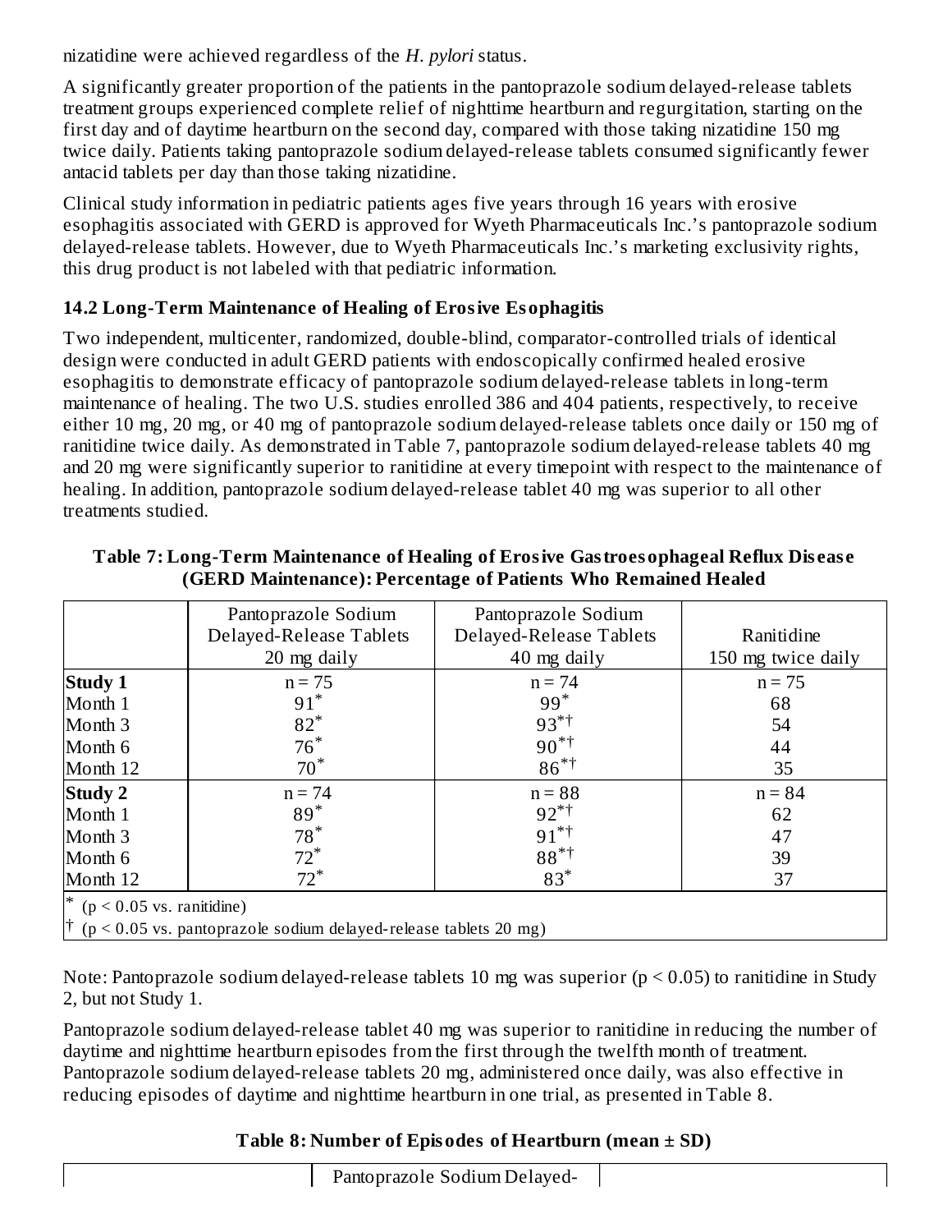nizatidine were achieved regardless of the *H. pylori* status.

A significantly greater proportion of the patients in the pantoprazole sodium delayed-release tablets treatment groups experienced complete relief of nighttime heartburn and regurgitation, starting on the first day and of daytime heartburn on the second day, compared with those taking nizatidine 150 mg twice daily. Patients taking pantoprazole sodium delayed-release tablets consumed significantly fewer antacid tablets per day than those taking nizatidine.

Clinical study information in pediatric patients ages five years through 16 years with erosive esophagitis associated with GERD is approved for Wyeth Pharmaceuticals Inc.'s pantoprazole sodium delayed-release tablets. However, due to Wyeth Pharmaceuticals Inc.'s marketing exclusivity rights, this drug product is not labeled with that pediatric information.

### 14.2 Long-Term Maintenance of Healing of Erosive Esophagitis

Two independent, multicenter, randomized, double-blind, comparator-controlled trials of identical design were conducted in adult GERD patients with endoscopically confirmed healed erosive esophagitis to demonstrate efficacy of pantoprazole sodium delayed-release tablets in long-term maintenance of healing. The two U.S. studies enrolled 386 and 404 patients, respectively, to receive either 10 mg, 20 mg, or 40 mg of pantoprazole sodium delayed-release tablets once daily or 150 mg of ranitidine twice daily. As demonstrated in Table 7, pantoprazole sodium delayed-release tablets 40 mg and 20 mg were significantly superior to ranitidine at every timepoint with respect to the maintenance of healing. In addition, pantoprazole sodium delayed-release tablet 40 mg was superior to all other treatments studied.

**Table 7: Long-Term Maintenance of Healing of Erosive Gastroesophageal Reflux Disease (GERD Maintenance): Percentage of Patients Who Remained Healed**

| | Pantoprazole Sodium Delayed-Release Tablets 20 mg daily | Pantoprazole Sodium Delayed-Release Tablets 40 mg daily | Ranitidine 150 mg twice daily |
|---|---|---|---|
| **Study 1** | n = 75 | n = 74 | n = 75 |
| Month 1 | 91* | 99* | 68 |
| Month 3 | 82* | 93*† | 54 |
| Month 6 | 76* | 90*† | 44 |
| Month 12 | 70* | 86*† | 35 |
| **Study 2** | n = 74 | n = 88 | n = 84 |
| Month 1 | 89* | 92*† | 62 |
| Month 3 | 78* | 91*† | 47 |
| Month 6 | 72* | 88*† | 39 |
| Month 12 | 72* | 83* | 37 |

* ($p < 0.05$ vs. ranitidine)
† ($p < 0.05$ vs. pantoprazole sodium delayed-release tablets 20 mg)

Note: Pantoprazole sodium delayed-release tablets 10 mg was superior ($p < 0.05$) to ranitidine in Study 2, but not Study 1.

Pantoprazole sodium delayed-release tablet 40 mg was superior to ranitidine in reducing the number of daytime and nighttime heartburn episodes from the first through the twelfth month of treatment. Pantoprazole sodium delayed-release tablets 20 mg, administered once daily, was also effective in reducing episodes of daytime and nighttime heartburn in one trial, as presented in Table 8.

**Table 8: Number of Episodes of Heartburn (mean ± SD)**

| | Pantoprazole Sodium Delayed- | |
|---|---|---|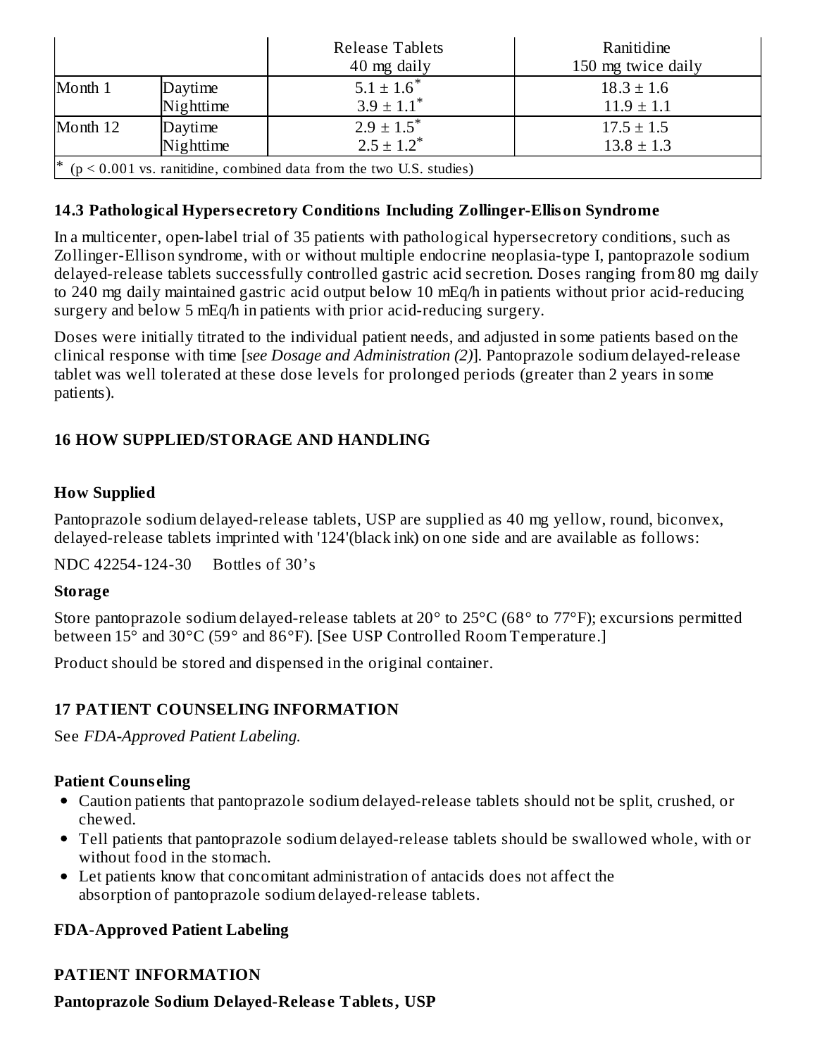| | | Release Tablets 40 mg daily | Ranitidine 150 mg twice daily |
|---|---|---|---|
| Month 1 | Daytime | $5.1 \pm 1.6^{*}$ | $18.3 \pm 1.6$ |
| | Nighttime | $3.9 \pm 1.1^{*}$ | $11.9 \pm 1.1$ |
| Month 12 | Daytime | $2.9 \pm 1.5^{*}$ | $17.5 \pm 1.5$ |
| | Nighttime | $2.5 \pm 1.2^{*}$ | $13.8 \pm 1.3$ |
| * ($p < 0.001$ vs. ranitidine, combined data from the two U.S. studies) | | | |

### 14.3 Pathological Hypersecretory Conditions Including Zollinger-Ellison Syndrome

In a multicenter, open-label trial of 35 patients with pathological hypersecretory conditions, such as Zollinger-Ellison syndrome, with or without multiple endocrine neoplasia-type I, pantoprazole sodium delayed-release tablets successfully controlled gastric acid secretion. Doses ranging from 80 mg daily to 240 mg daily maintained gastric acid output below 10 mEq/h in patients without prior acid-reducing surgery and below 5 mEq/h in patients with prior acid-reducing surgery.

Doses were initially titrated to the individual patient needs, and adjusted in some patients based on the clinical response with time [*see Dosage and Administration (2)*]. Pantoprazole sodium delayed-release tablet was well tolerated at these dose levels for prolonged periods (greater than 2 years in some patients).

## 16 HOW SUPPLIED/STORAGE AND HANDLING

**How Supplied**

Pantoprazole sodium delayed-release tablets, USP are supplied as 40 mg yellow, round, biconvex, delayed-release tablets imprinted with '124'(black ink) on one side and are available as follows:

NDC 42254-124-30     Bottles of 30's

**Storage**

Store pantoprazole sodium delayed-release tablets at 20° to 25°C (68° to 77°F); excursions permitted between 15° and 30°C (59° and 86°F). [See USP Controlled Room Temperature.]

Product should be stored and dispensed in the original container.

## 17 PATIENT COUNSELING INFORMATION

See *FDA-Approved Patient Labeling.*

**Patient Counseling**

- Caution patients that pantoprazole sodium delayed-release tablets should not be split, crushed, or chewed.
- Tell patients that pantoprazole sodium delayed-release tablets should be swallowed whole, with or without food in the stomach.
- Let patients know that concomitant administration of antacids does not affect the absorption of pantoprazole sodium delayed-release tablets.

**FDA-Approved Patient Labeling**

**PATIENT INFORMATION**

**Pantoprazole Sodium Delayed-Release Tablets, USP**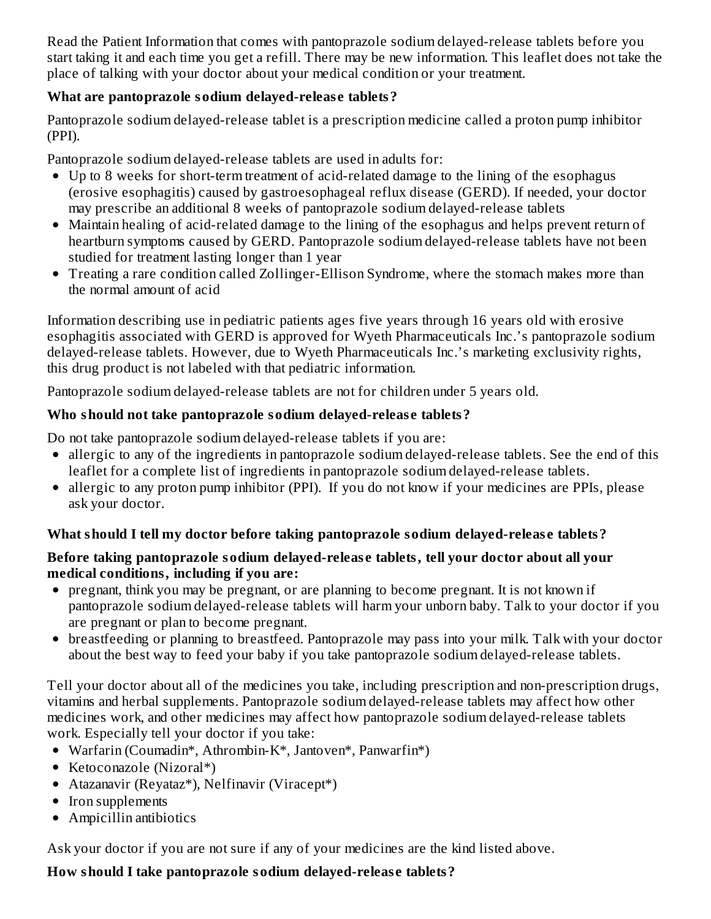Read the Patient Information that comes with pantoprazole sodium delayed-release tablets before you start taking it and each time you get a refill. There may be new information. This leaflet does not take the place of talking with your doctor about your medical condition or your treatment.

**What are pantoprazole sodium delayed-release tablets?**

Pantoprazole sodium delayed-release tablet is a prescription medicine called a proton pump inhibitor (PPI).

Pantoprazole sodium delayed-release tablets are used in adults for:

- Up to 8 weeks for short-term treatment of acid-related damage to the lining of the esophagus (erosive esophagitis) caused by gastroesophageal reflux disease (GERD). If needed, your doctor may prescribe an additional 8 weeks of pantoprazole sodium delayed-release tablets
- Maintain healing of acid-related damage to the lining of the esophagus and helps prevent return of heartburn symptoms caused by GERD. Pantoprazole sodium delayed-release tablets have not been studied for treatment lasting longer than 1 year
- Treating a rare condition called Zollinger-Ellison Syndrome, where the stomach makes more than the normal amount of acid

Information describing use in pediatric patients ages five years through 16 years old with erosive esophagitis associated with GERD is approved for Wyeth Pharmaceuticals Inc.'s pantoprazole sodium delayed-release tablets. However, due to Wyeth Pharmaceuticals Inc.'s marketing exclusivity rights, this drug product is not labeled with that pediatric information.

Pantoprazole sodium delayed-release tablets are not for children under 5 years old.

**Who should not take pantoprazole sodium delayed-release tablets?**

Do not take pantoprazole sodium delayed-release tablets if you are:

- allergic to any of the ingredients in pantoprazole sodium delayed-release tablets. See the end of this leaflet for a complete list of ingredients in pantoprazole sodium delayed-release tablets.
- allergic to any proton pump inhibitor (PPI). If you do not know if your medicines are PPIs, please ask your doctor.

**What should I tell my doctor before taking pantoprazole sodium delayed-release tablets?**

**Before taking pantoprazole sodium delayed-release tablets, tell your doctor about all your medical conditions, including if you are:**

- pregnant, think you may be pregnant, or are planning to become pregnant. It is not known if pantoprazole sodium delayed-release tablets will harm your unborn baby. Talk to your doctor if you are pregnant or plan to become pregnant.
- breastfeeding or planning to breastfeed. Pantoprazole may pass into your milk. Talk with your doctor about the best way to feed your baby if you take pantoprazole sodium delayed-release tablets.

Tell your doctor about all of the medicines you take, including prescription and non-prescription drugs, vitamins and herbal supplements. Pantoprazole sodium delayed-release tablets may affect how other medicines work, and other medicines may affect how pantoprazole sodium delayed-release tablets work. Especially tell your doctor if you take:

- Warfarin (Coumadin*, Athrombin-K*, Jantoven*, Panwarfin*)
- Ketoconazole (Nizoral*)
- Atazanavir (Reyataz*), Nelfinavir (Viracept*)
- Iron supplements
- Ampicillin antibiotics

Ask your doctor if you are not sure if any of your medicines are the kind listed above.

**How should I take pantoprazole sodium delayed-release tablets?**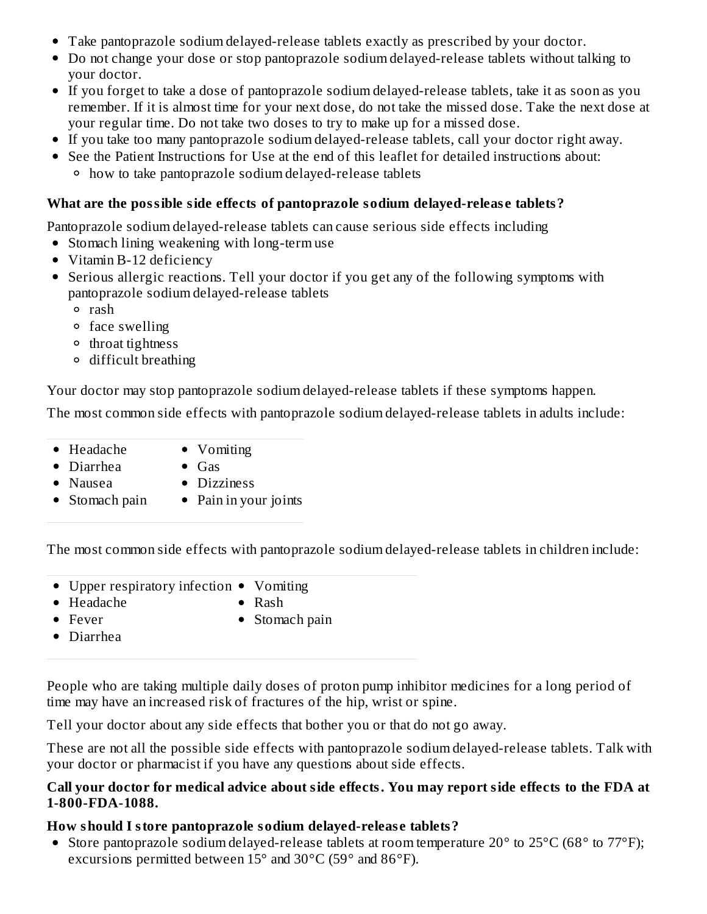- Take pantoprazole sodium delayed-release tablets exactly as prescribed by your doctor.
- Do not change your dose or stop pantoprazole sodium delayed-release tablets without talking to your doctor.
- If you forget to take a dose of pantoprazole sodium delayed-release tablets, take it as soon as you remember. If it is almost time for your next dose, do not take the missed dose. Take the next dose at your regular time. Do not take two doses to try to make up for a missed dose.
- If you take too many pantoprazole sodium delayed-release tablets, call your doctor right away.
- See the Patient Instructions for Use at the end of this leaflet for detailed instructions about:
  - how to take pantoprazole sodium delayed-release tablets

**What are the possible side effects of pantoprazole sodium delayed-release tablets?**

Pantoprazole sodium delayed-release tablets can cause serious side effects including

- Stomach lining weakening with long-term use
- Vitamin B-12 deficiency
- Serious allergic reactions. Tell your doctor if you get any of the following symptoms with pantoprazole sodium delayed-release tablets
  - rash
  - face swelling
  - throat tightness
  - difficult breathing

Your doctor may stop pantoprazole sodium delayed-release tablets if these symptoms happen.

The most common side effects with pantoprazole sodium delayed-release tablets in adults include:

- Headache
- Diarrhea
- Nausea
- Stomach pain
- Vomiting
- Gas
- Dizziness
- Pain in your joints

The most common side effects with pantoprazole sodium delayed-release tablets in children include:

- Upper respiratory infection
- Headache
- Fever
- Diarrhea
- Vomiting
- Rash
- Stomach pain

People who are taking multiple daily doses of proton pump inhibitor medicines for a long period of time may have an increased risk of fractures of the hip, wrist or spine.

Tell your doctor about any side effects that bother you or that do not go away.

These are not all the possible side effects with pantoprazole sodium delayed-release tablets. Talk with your doctor or pharmacist if you have any questions about side effects.

**Call your doctor for medical advice about side effects. You may report side effects to the FDA at 1-800-FDA-1088.**

**How should I store pantoprazole sodium delayed-release tablets?**

- Store pantoprazole sodium delayed-release tablets at room temperature 20° to 25°C (68° to 77°F); excursions permitted between 15° and 30°C (59° and 86°F).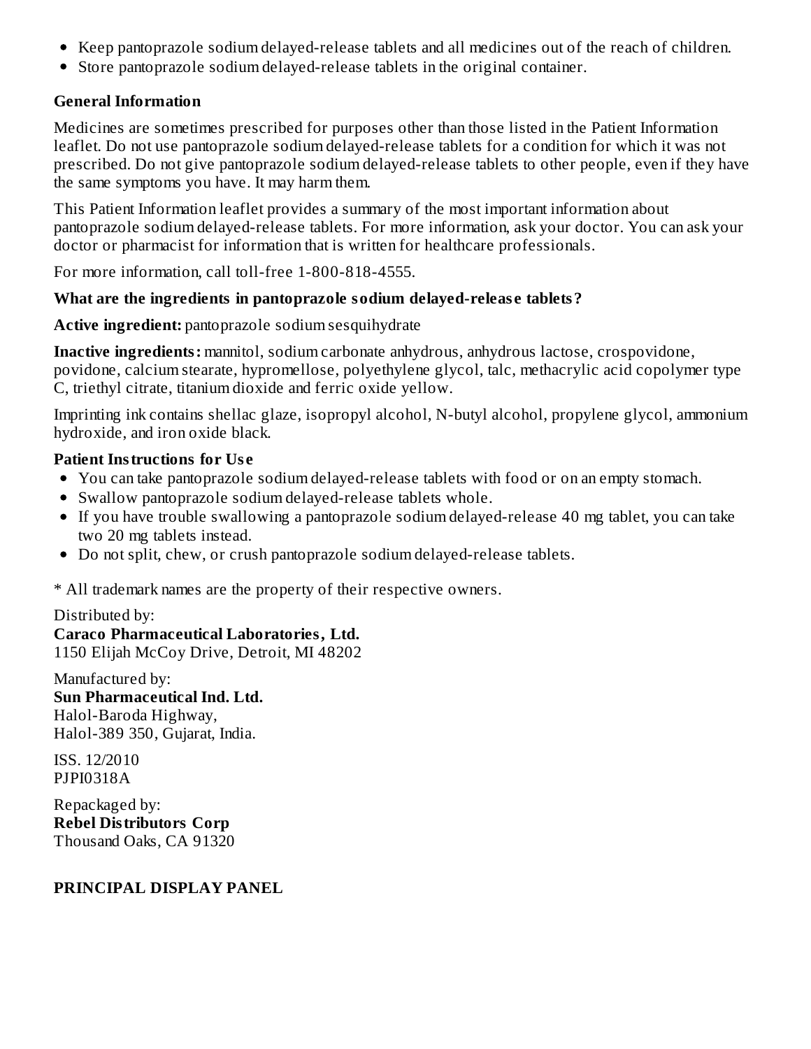- Keep pantoprazole sodium delayed-release tablets and all medicines out of the reach of children.
- Store pantoprazole sodium delayed-release tablets in the original container.

**General Information**

Medicines are sometimes prescribed for purposes other than those listed in the Patient Information leaflet. Do not use pantoprazole sodium delayed-release tablets for a condition for which it was not prescribed. Do not give pantoprazole sodium delayed-release tablets to other people, even if they have the same symptoms you have. It may harm them.

This Patient Information leaflet provides a summary of the most important information about pantoprazole sodium delayed-release tablets. For more information, ask your doctor. You can ask your doctor or pharmacist for information that is written for healthcare professionals.

For more information, call toll-free 1-800-818-4555.

**What are the ingredients in pantoprazole sodium delayed-release tablets?**

**Active ingredient:** pantoprazole sodium sesquihydrate

**Inactive ingredients:** mannitol, sodium carbonate anhydrous, anhydrous lactose, crospovidone, povidone, calcium stearate, hypromellose, polyethylene glycol, talc, methacrylic acid copolymer type C, triethyl citrate, titanium dioxide and ferric oxide yellow.

Imprinting ink contains shellac glaze, isopropyl alcohol, N-butyl alcohol, propylene glycol, ammonium hydroxide, and iron oxide black.

**Patient Instructions for Use**

- You can take pantoprazole sodium delayed-release tablets with food or on an empty stomach.
- Swallow pantoprazole sodium delayed-release tablets whole.
- If you have trouble swallowing a pantoprazole sodium delayed-release 40 mg tablet, you can take two 20 mg tablets instead.
- Do not split, chew, or crush pantoprazole sodium delayed-release tablets.

* All trademark names are the property of their respective owners.

Distributed by:
**Caraco Pharmaceutical Laboratories, Ltd.**
1150 Elijah McCoy Drive, Detroit, MI 48202

Manufactured by:
**Sun Pharmaceutical Ind. Ltd.**
Halol-Baroda Highway,
Halol-389 350, Gujarat, India.

ISS. 12/2010
PJPI0318A

Repackaged by:
**Rebel Distributors Corp**
Thousand Oaks, CA 91320

**PRINCIPAL DISPLAY PANEL**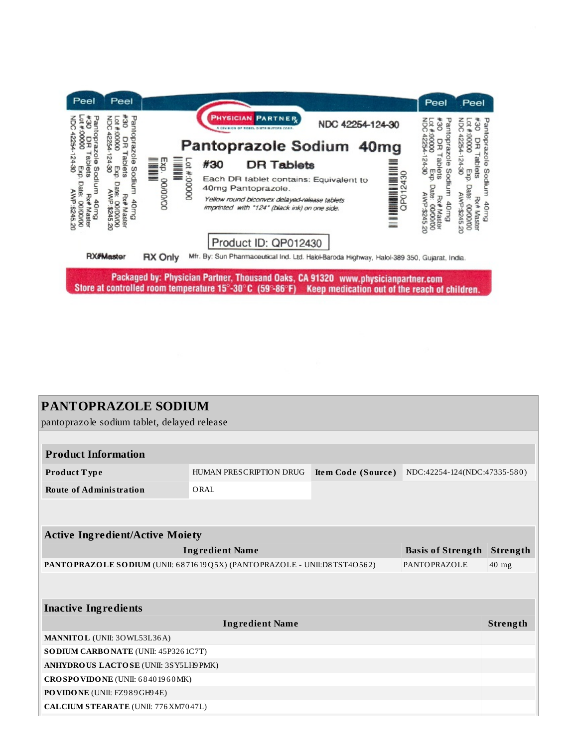Peel Peel Peel Peel

PHYSICIAN PARTNER Rx
A DIVISION OF REBEL DISTRIBUTORS CORP.

NDC 42254-124-30

**Pantoprazole Sodium 40mg**

**#30 DR Tablets**

Each DR tablet contains: Equivalent to 40mg Pantoprazole.

*Yellow round biconvex delayed-release tablets imprinted with "124" (black ink) on one side.*

Lot #:00000

Exp. 00/00/00

QP012430

Product ID: QP012430

Pantoprazole Sodium 40mg
#30 DR Tablets Rx# Master
Lot #:00000 Exp. Date: 00/00/00
NDC 42254-124-30 AWP:$245.20

RX#Master RX Only Mfr. By: Sun Pharmaceutical Ind. Ltd. Halol-Baroda Highway, Halol-389 350, Gujarat, India.

Packaged by: Physician Partner, Thousand Oaks, CA 91320 www.physicianpartner.com
Store at controlled room temperature 15°-30°C (59°-86°F) Keep medication out of the reach of children.

## PANTOPRAZOLE SODIUM

pantoprazole sodium tablet, delayed release

| Product Information | | | |
|---|---|---|---|
| **Product Type** | HUMAN PRESCRIPTION DRUG | **Item Code (Source)** | NDC:42254-124(NDC:47335-580) |
| **Route of Administration** | ORAL | | |

| Active Ingredient/Active Moiety | | |
|---|---|---|
| **Ingredient Name** | **Basis of Strength** | **Strength** |
| **PANTOPRAZOLE SODIUM** (UNII: 6871619Q5X) (PANTOPRAZOLE - UNII:D8TST4O562) | PANTOPRAZOLE | 40 mg |

| Inactive Ingredients | |
|---|---|
| **Ingredient Name** | **Strength** |
| **MANNITOL** (UNII: 3OWL53L36A) | |
| **SODIUM CARBONATE** (UNII: 45P3261C7T) | |
| **ANHYDROUS LACTOSE** (UNII: 3SY5LH9PMK) | |
| **CROSPOVIDONE** (UNII: 68401960MK) | |
| **POVIDONE** (UNII: FZ989GH94E) | |
| **CALCIUM STEARATE** (UNII: 776XM7047L) | |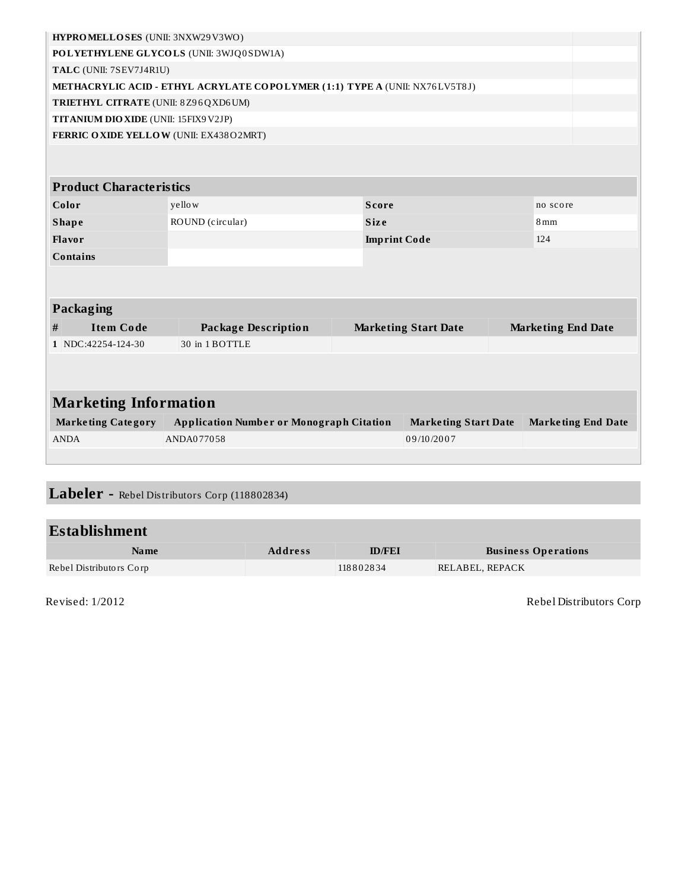| | |
|---|---|
| **HYPROMELLOSES** (UNII: 3NXW29V3WO) | |
| **POLYETHYLENE GLYCOLS** (UNII: 3WJQ0SDW1A) | |
| **TALC** (UNII: 7SEV7J4R1U) | |
| **METHACRYLIC ACID - ETHYL ACRYLATE COPOLYMER (1:1) TYPE A** (UNII: NX76LV5T8J) | |
| **TRIETHYL CITRATE** (UNII: 8Z96QXD6UM) | |
| **TITANIUM DIOXIDE** (UNII: 15FIX9V2JP) | |
| **FERRIC OXIDE YELLOW** (UNII: EX438O2MRT) | |

| Product Characteristics | | | |
|---|---|---|---|
| **Color** | yellow | **Score** | no score |
| **Shape** | ROUND (circular) | **Size** | 8mm |
| **Flavor** | | **Imprint Code** | 124 |
| **Contains** | | | |

## Packaging

| # | Item Code | Package Description | Marketing Start Date | Marketing End Date |
|---|---|---|---|---|
| 1 | NDC:42254-124-30 | 30 in 1 BOTTLE | | |

## Marketing Information

| Marketing Category | Application Number or Monograph Citation | Marketing Start Date | Marketing End Date |
|---|---|---|---|
| ANDA | ANDA077058 | 09/10/2007 | |

## Labeler - Rebel Distributors Corp (118802834)

## Establishment

| Name | Address | ID/FEI | Business Operations |
|---|---|---|---|
| Rebel Distributors Corp | | 118802834 | RELABEL, REPACK |

Revised: 1/2012

Rebel Distributors Corp